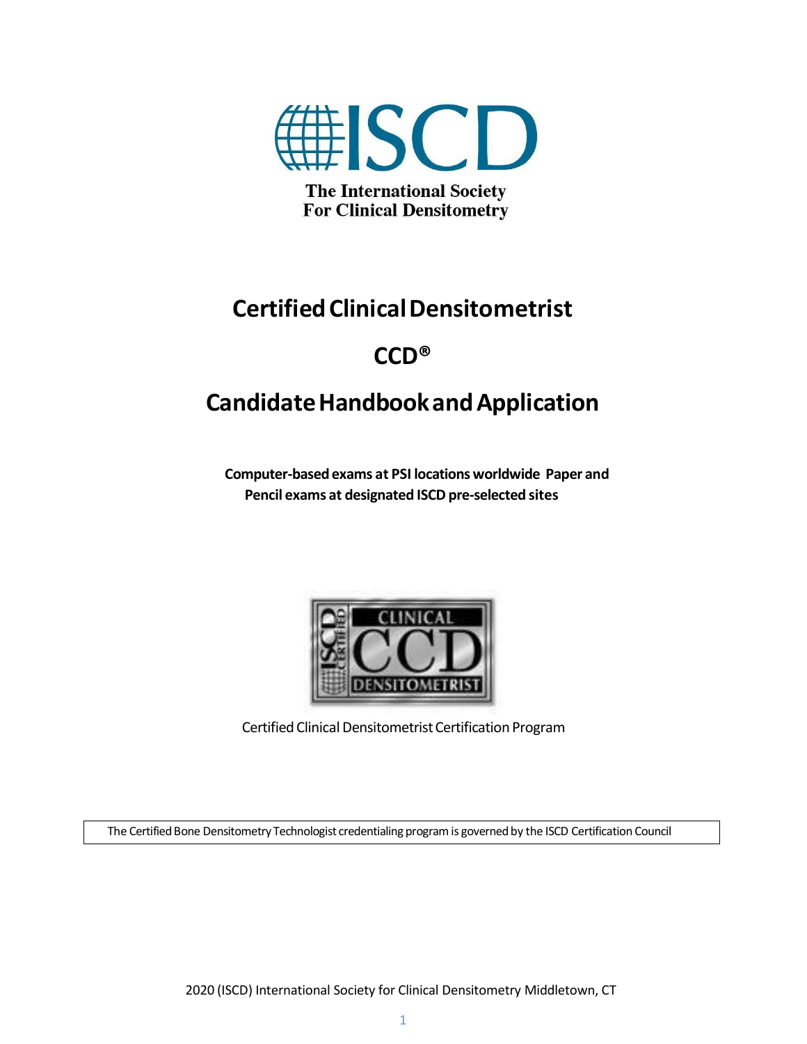ISCD

The International Society For Clinical Densitometry

# Certified Clinical Densitometrist

# CCD®

# Candidate Handbook and Application

**Computer-based exams at PSI locations worldwide Paper and Pencil exams at designated ISCD pre-selected sites**

Certified Clinical Densitometrist Certification Program

The Certified Bone Densitometry Technologist credentialing program is governed by the ISCD Certification Council

2020 (ISCD) International Society for Clinical Densitometry Middletown, CT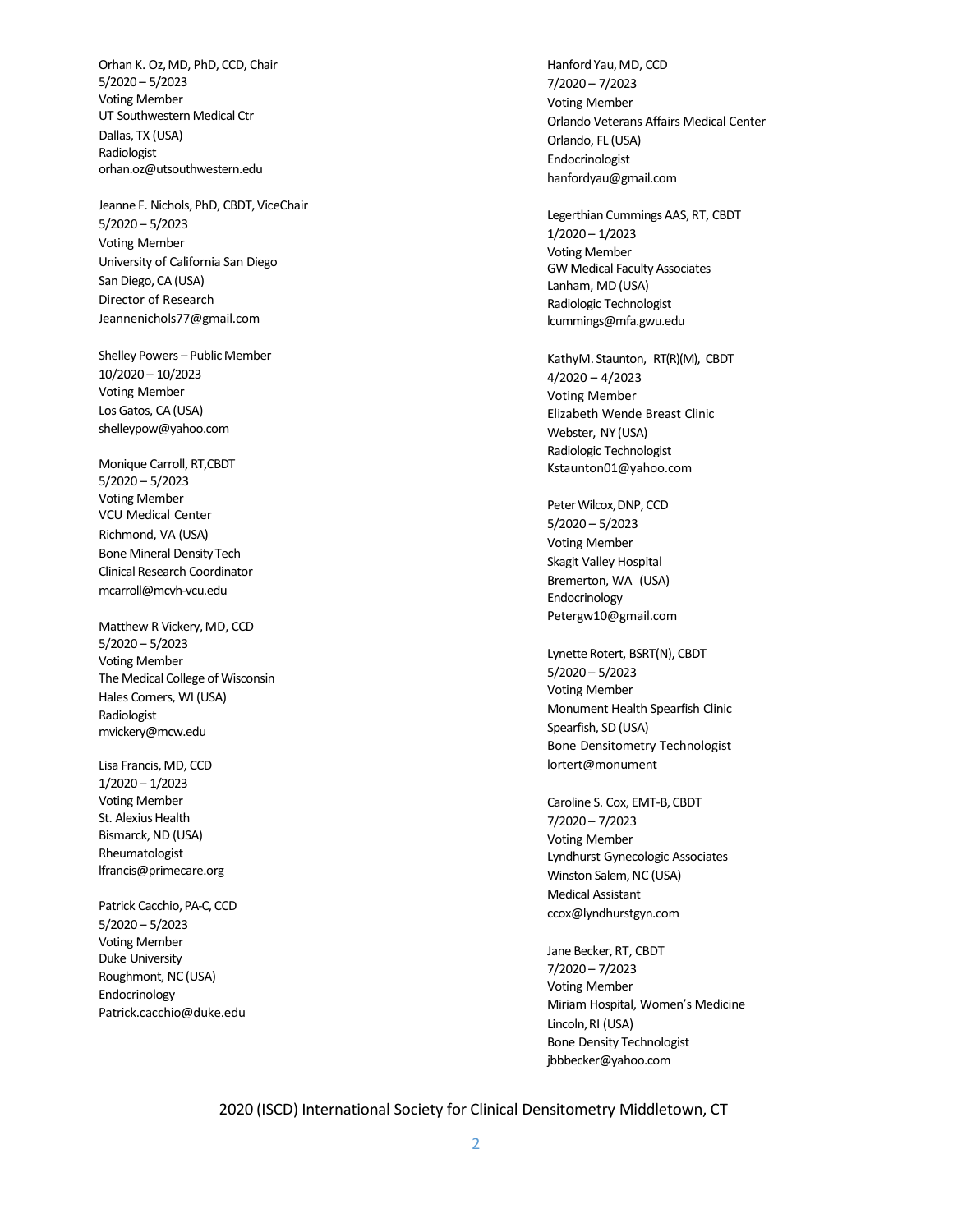Orhan K. Oz, MD, PhD, CCD, Chair
5/2020 – 5/2023
Voting Member
UT Southwestern Medical Ctr
Dallas, TX (USA)
Radiologist
orhan.oz@utsouthwestern.edu

Jeanne F. Nichols, PhD, CBDT, ViceChair
5/2020 – 5/2023
Voting Member
University of California San Diego
San Diego, CA (USA)
Director of Research
Jeannenichols77@gmail.com

Shelley Powers – Public Member
10/2020 – 10/2023
Voting Member
Los Gatos, CA (USA)
shelleypow@yahoo.com

Monique Carroll, RT,CBDT
5/2020 – 5/2023
Voting Member
VCU Medical Center
Richmond, VA (USA)
Bone Mineral Density Tech
Clinical Research Coordinator
mcarroll@mcvh-vcu.edu

Matthew R Vickery, MD, CCD
5/2020 – 5/2023
Voting Member
The Medical College of Wisconsin
Hales Corners, WI (USA)
Radiologist
mvickery@mcw.edu

Lisa Francis, MD, CCD
1/2020 – 1/2023
Voting Member
St. Alexius Health
Bismarck, ND (USA)
Rheumatologist
lfrancis@primecare.org

Patrick Cacchio, PA-C, CCD
5/2020 – 5/2023
Voting Member
Duke University
Roughmont, NC (USA)
Endocrinology
Patrick.cacchio@duke.edu

Hanford Yau, MD, CCD
7/2020 – 7/2023
Voting Member
Orlando Veterans Affairs Medical Center
Orlando, FL (USA)
Endocrinologist
hanfordyau@gmail.com

Legerthian Cummings AAS, RT, CBDT
1/2020 – 1/2023
Voting Member
GW Medical Faculty Associates
Lanham, MD (USA)
Radiologic Technologist
lcummings@mfa.gwu.edu

KathyM. Staunton, RT(R)(M), CBDT
4/2020 – 4/2023
Voting Member
Elizabeth Wende Breast Clinic
Webster, NY (USA)
Radiologic Technologist
Kstaunton01@yahoo.com

Peter Wilcox, DNP, CCD
5/2020 – 5/2023
Voting Member
Skagit Valley Hospital
Bremerton, WA (USA)
Endocrinology
Petergw10@gmail.com

Lynette Rotert, BSRT(N), CBDT
5/2020 – 5/2023
Voting Member
Monument Health Spearfish Clinic
Spearfish, SD (USA)
Bone Densitometry Technologist
lortert@monument

Caroline S. Cox, EMT-B, CBDT
7/2020 – 7/2023
Voting Member
Lyndhurst Gynecologic Associates
Winston Salem, NC (USA)
Medical Assistant
ccox@lyndhurstgyn.com

Jane Becker, RT, CBDT
7/2020 – 7/2023
Voting Member
Miriam Hospital, Women's Medicine
Lincoln, RI (USA)
Bone Density Technologist
jbbbecker@yahoo.com

2020 (ISCD) International Society for Clinical Densitometry Middletown, CT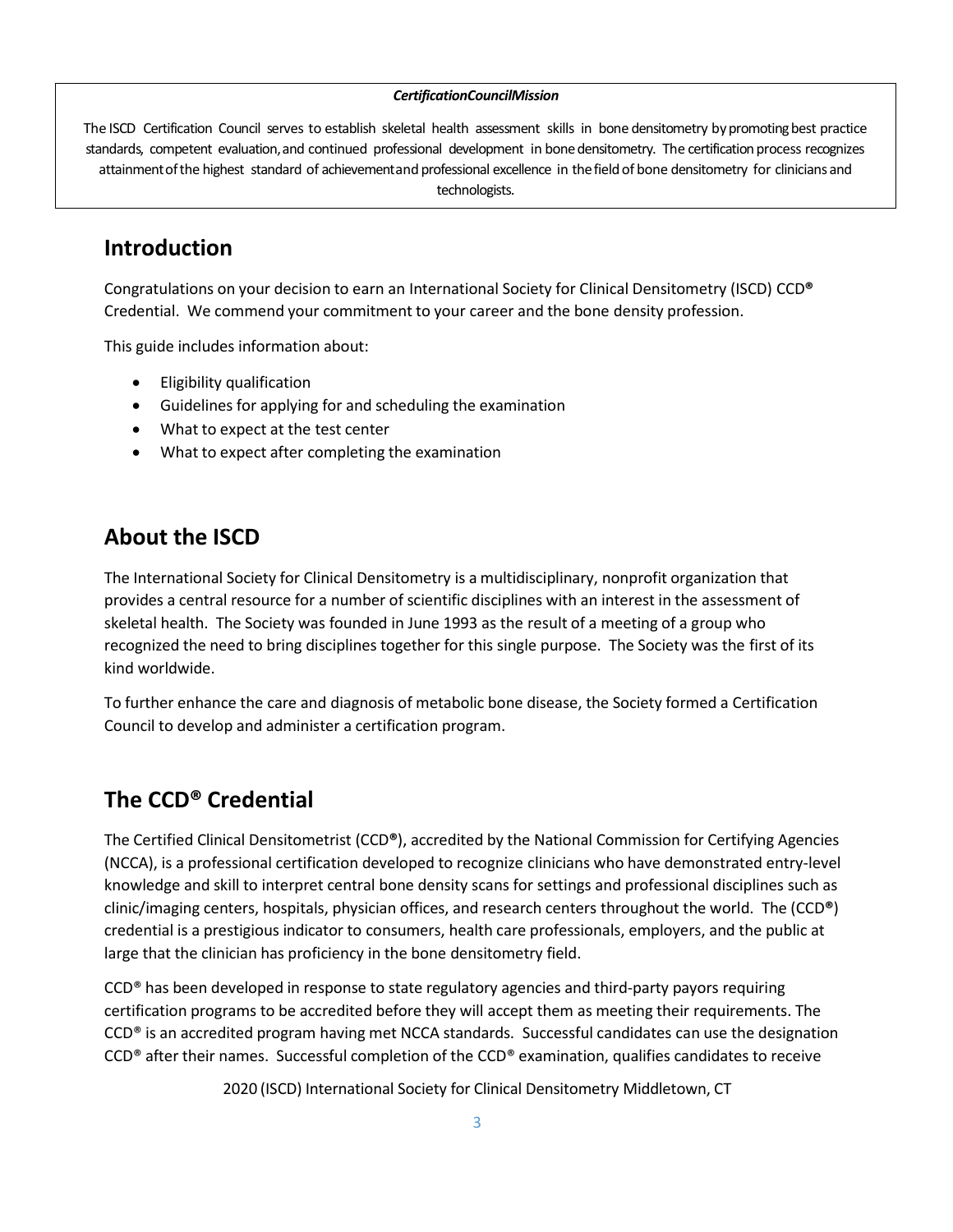***CertificationCouncilMission***

The ISCD Certification Council serves to establish skeletal health assessment skills in bone densitometry by promoting best practice standards, competent evaluation, and continued professional development in bone densitometry. The certification process recognizes attainment of the highest standard of achievement and professional excellence in the field of bone densitometry for clinicians and technologists.

## Introduction

Congratulations on your decision to earn an International Society for Clinical Densitometry (ISCD) CCD® Credential. We commend your commitment to your career and the bone density profession.

This guide includes information about:

- Eligibility qualification
- Guidelines for applying for and scheduling the examination
- What to expect at the test center
- What to expect after completing the examination

## About the ISCD

The International Society for Clinical Densitometry is a multidisciplinary, nonprofit organization that provides a central resource for a number of scientific disciplines with an interest in the assessment of skeletal health. The Society was founded in June 1993 as the result of a meeting of a group who recognized the need to bring disciplines together for this single purpose. The Society was the first of its kind worldwide.

To further enhance the care and diagnosis of metabolic bone disease, the Society formed a Certification Council to develop and administer a certification program.

## The CCD® Credential

The Certified Clinical Densitometrist (CCD®), accredited by the National Commission for Certifying Agencies (NCCA), is a professional certification developed to recognize clinicians who have demonstrated entry-level knowledge and skill to interpret central bone density scans for settings and professional disciplines such as clinic/imaging centers, hospitals, physician offices, and research centers throughout the world. The (CCD®) credential is a prestigious indicator to consumers, health care professionals, employers, and the public at large that the clinician has proficiency in the bone densitometry field.

CCD® has been developed in response to state regulatory agencies and third-party payors requiring certification programs to be accredited before they will accept them as meeting their requirements. The CCD® is an accredited program having met NCCA standards. Successful candidates can use the designation CCD® after their names. Successful completion of the CCD® examination, qualifies candidates to receive

2020 (ISCD) International Society for Clinical Densitometry Middletown, CT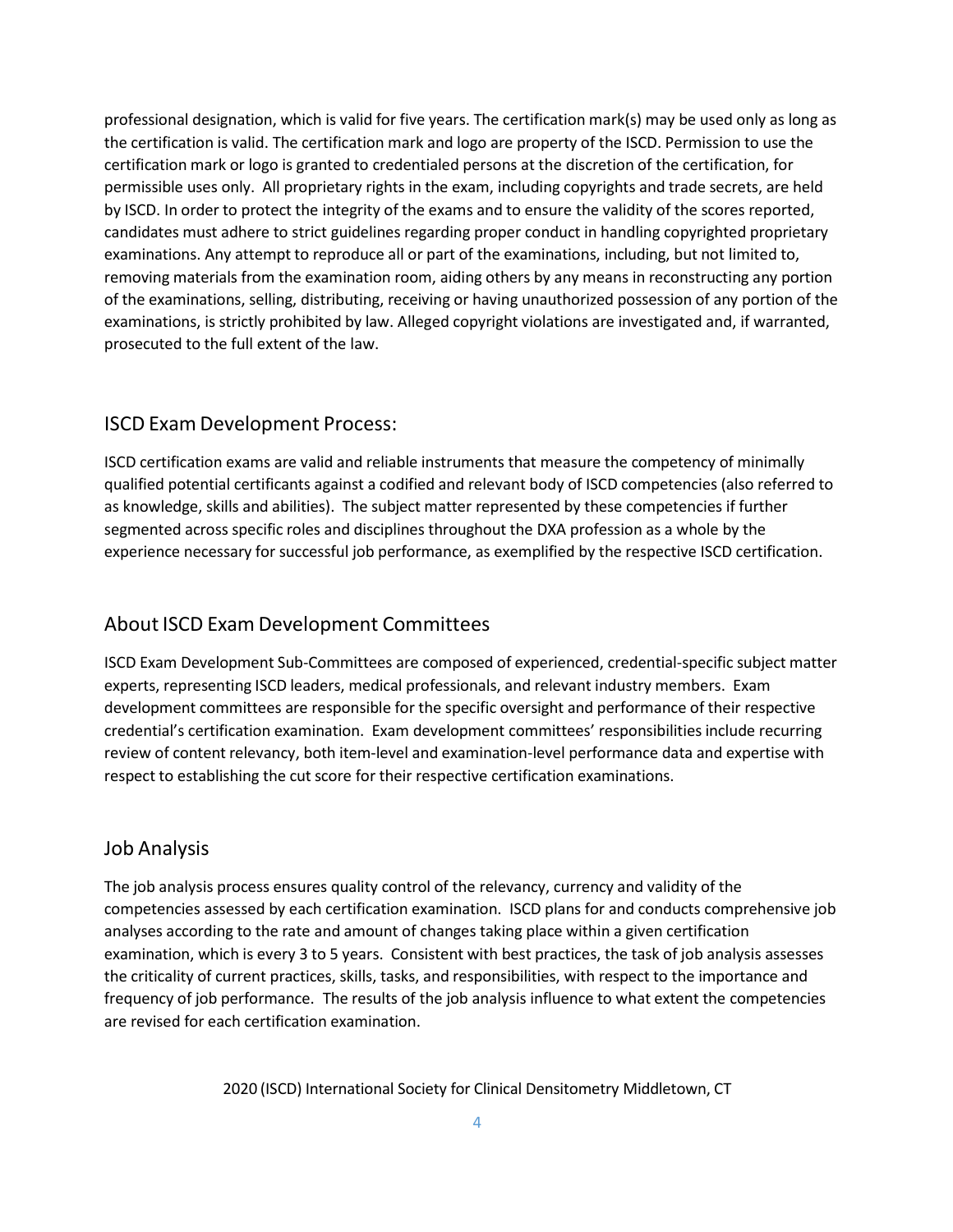professional designation, which is valid for five years. The certification mark(s) may be used only as long as the certification is valid. The certification mark and logo are property of the ISCD. Permission to use the certification mark or logo is granted to credentialed persons at the discretion of the certification, for permissible uses only. All proprietary rights in the exam, including copyrights and trade secrets, are held by ISCD. In order to protect the integrity of the exams and to ensure the validity of the scores reported, candidates must adhere to strict guidelines regarding proper conduct in handling copyrighted proprietary examinations. Any attempt to reproduce all or part of the examinations, including, but not limited to, removing materials from the examination room, aiding others by any means in reconstructing any portion of the examinations, selling, distributing, receiving or having unauthorized possession of any portion of the examinations, is strictly prohibited by law. Alleged copyright violations are investigated and, if warranted, prosecuted to the full extent of the law.

## ISCD Exam Development Process:

ISCD certification exams are valid and reliable instruments that measure the competency of minimally qualified potential certificants against a codified and relevant body of ISCD competencies (also referred to as knowledge, skills and abilities). The subject matter represented by these competencies if further segmented across specific roles and disciplines throughout the DXA profession as a whole by the experience necessary for successful job performance, as exemplified by the respective ISCD certification.

## About ISCD Exam Development Committees

ISCD Exam Development Sub-Committees are composed of experienced, credential-specific subject matter experts, representing ISCD leaders, medical professionals, and relevant industry members. Exam development committees are responsible for the specific oversight and performance of their respective credential's certification examination. Exam development committees' responsibilities include recurring review of content relevancy, both item-level and examination-level performance data and expertise with respect to establishing the cut score for their respective certification examinations.

## Job Analysis

The job analysis process ensures quality control of the relevancy, currency and validity of the competencies assessed by each certification examination. ISCD plans for and conducts comprehensive job analyses according to the rate and amount of changes taking place within a given certification examination, which is every 3 to 5 years. Consistent with best practices, the task of job analysis assesses the criticality of current practices, skills, tasks, and responsibilities, with respect to the importance and frequency of job performance. The results of the job analysis influence to what extent the competencies are revised for each certification examination.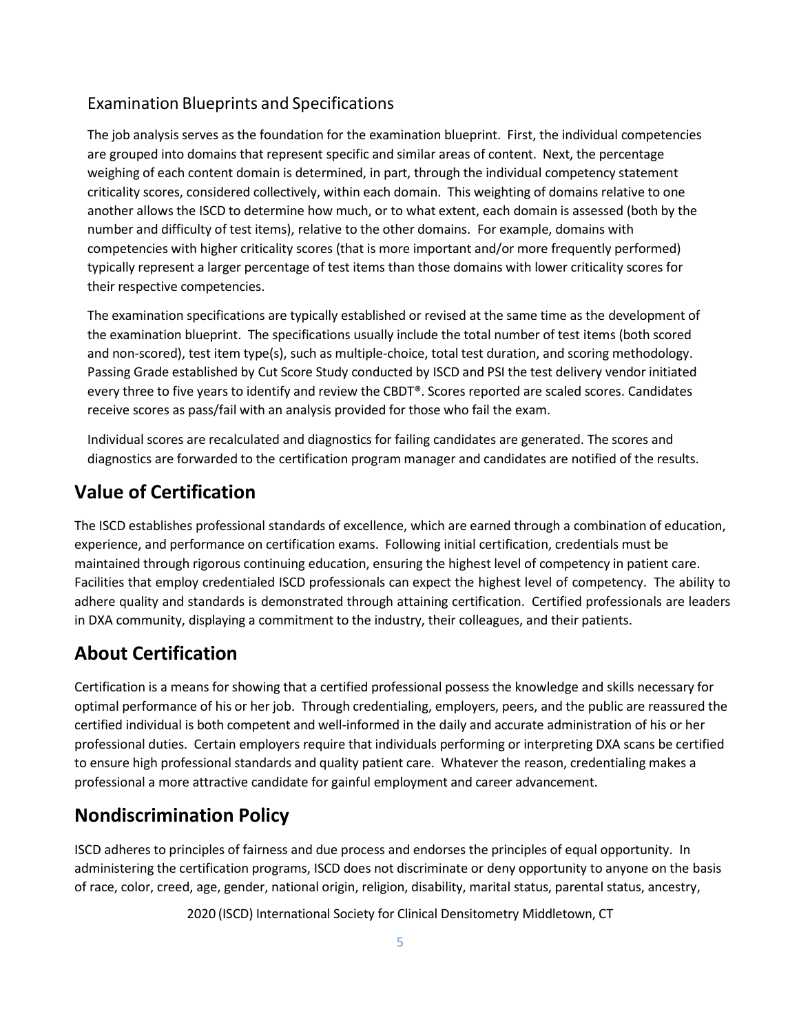### Examination Blueprints and Specifications

The job analysis serves as the foundation for the examination blueprint. First, the individual competencies are grouped into domains that represent specific and similar areas of content. Next, the percentage weighing of each content domain is determined, in part, through the individual competency statement criticality scores, considered collectively, within each domain. This weighting of domains relative to one another allows the ISCD to determine how much, or to what extent, each domain is assessed (both by the number and difficulty of test items), relative to the other domains. For example, domains with competencies with higher criticality scores (that is more important and/or more frequently performed) typically represent a larger percentage of test items than those domains with lower criticality scores for their respective competencies.

The examination specifications are typically established or revised at the same time as the development of the examination blueprint. The specifications usually include the total number of test items (both scored and non-scored), test item type(s), such as multiple-choice, total test duration, and scoring methodology. Passing Grade established by Cut Score Study conducted by ISCD and PSI the test delivery vendor initiated every three to five years to identify and review the CBDT®. Scores reported are scaled scores. Candidates receive scores as pass/fail with an analysis provided for those who fail the exam.

Individual scores are recalculated and diagnostics for failing candidates are generated. The scores and diagnostics are forwarded to the certification program manager and candidates are notified of the results.

## Value of Certification

The ISCD establishes professional standards of excellence, which are earned through a combination of education, experience, and performance on certification exams. Following initial certification, credentials must be maintained through rigorous continuing education, ensuring the highest level of competency in patient care. Facilities that employ credentialed ISCD professionals can expect the highest level of competency. The ability to adhere quality and standards is demonstrated through attaining certification. Certified professionals are leaders in DXA community, displaying a commitment to the industry, their colleagues, and their patients.

## About Certification

Certification is a means for showing that a certified professional possess the knowledge and skills necessary for optimal performance of his or her job. Through credentialing, employers, peers, and the public are reassured the certified individual is both competent and well-informed in the daily and accurate administration of his or her professional duties. Certain employers require that individuals performing or interpreting DXA scans be certified to ensure high professional standards and quality patient care. Whatever the reason, credentialing makes a professional a more attractive candidate for gainful employment and career advancement.

## Nondiscrimination Policy

ISCD adheres to principles of fairness and due process and endorses the principles of equal opportunity. In administering the certification programs, ISCD does not discriminate or deny opportunity to anyone on the basis of race, color, creed, age, gender, national origin, religion, disability, marital status, parental status, ancestry,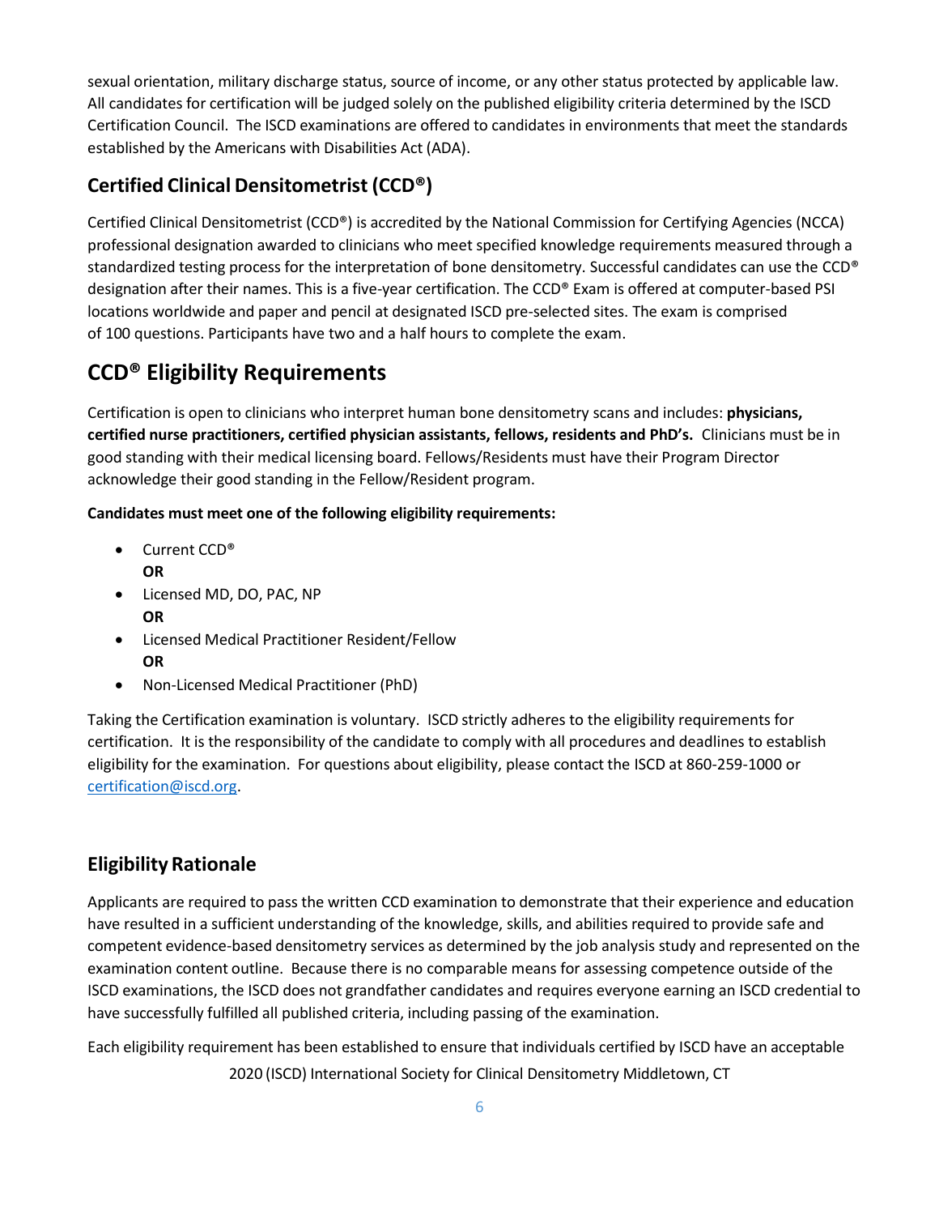sexual orientation, military discharge status, source of income, or any other status protected by applicable law. All candidates for certification will be judged solely on the published eligibility criteria determined by the ISCD Certification Council. The ISCD examinations are offered to candidates in environments that meet the standards established by the Americans with Disabilities Act (ADA).

## Certified Clinical Densitometrist (CCD®)

Certified Clinical Densitometrist (CCD®) is accredited by the National Commission for Certifying Agencies (NCCA) professional designation awarded to clinicians who meet specified knowledge requirements measured through a standardized testing process for the interpretation of bone densitometry. Successful candidates can use the CCD® designation after their names. This is a five-year certification. The CCD® Exam is offered at computer-based PSI locations worldwide and paper and pencil at designated ISCD pre-selected sites. The exam is comprised of 100 questions. Participants have two and a half hours to complete the exam.

# CCD® Eligibility Requirements

Certification is open to clinicians who interpret human bone densitometry scans and includes: **physicians, certified nurse practitioners, certified physician assistants, fellows, residents and PhD's.** Clinicians must be in good standing with their medical licensing board. Fellows/Residents must have their Program Director acknowledge their good standing in the Fellow/Resident program.

**Candidates must meet one of the following eligibility requirements:**

- Current CCD®
  **OR**
- Licensed MD, DO, PAC, NP
  **OR**
- Licensed Medical Practitioner Resident/Fellow
  **OR**
- Non-Licensed Medical Practitioner (PhD)

Taking the Certification examination is voluntary. ISCD strictly adheres to the eligibility requirements for certification. It is the responsibility of the candidate to comply with all procedures and deadlines to establish eligibility for the examination. For questions about eligibility, please contact the ISCD at 860-259-1000 or certification@iscd.org.

## Eligibility Rationale

Applicants are required to pass the written CCD examination to demonstrate that their experience and education have resulted in a sufficient understanding of the knowledge, skills, and abilities required to provide safe and competent evidence-based densitometry services as determined by the job analysis study and represented on the examination content outline. Because there is no comparable means for assessing competence outside of the ISCD examinations, the ISCD does not grandfather candidates and requires everyone earning an ISCD credential to have successfully fulfilled all published criteria, including passing of the examination.

Each eligibility requirement has been established to ensure that individuals certified by ISCD have an acceptable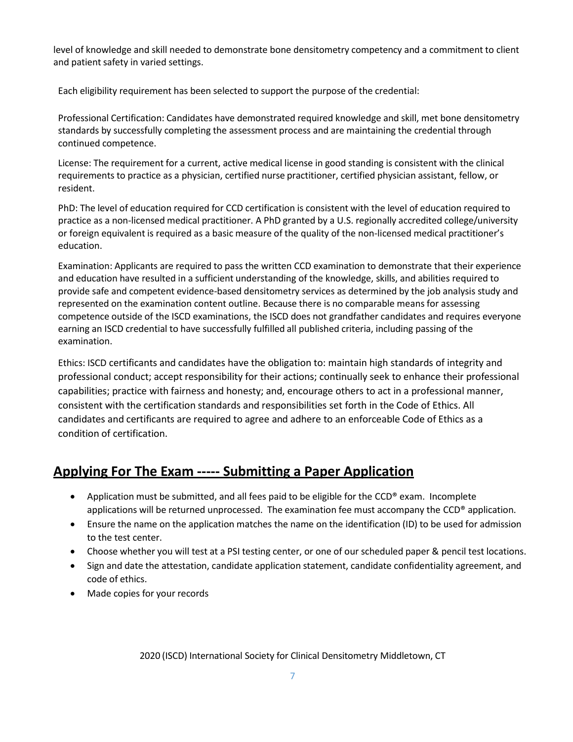level of knowledge and skill needed to demonstrate bone densitometry competency and a commitment to client and patient safety in varied settings.

Each eligibility requirement has been selected to support the purpose of the credential:

Professional Certification: Candidates have demonstrated required knowledge and skill, met bone densitometry standards by successfully completing the assessment process and are maintaining the credential through continued competence.

License: The requirement for a current, active medical license in good standing is consistent with the clinical requirements to practice as a physician, certified nurse practitioner, certified physician assistant, fellow, or resident.

PhD: The level of education required for CCD certification is consistent with the level of education required to practice as a non-licensed medical practitioner. A PhD granted by a U.S. regionally accredited college/university or foreign equivalent is required as a basic measure of the quality of the non-licensed medical practitioner's education.

Examination: Applicants are required to pass the written CCD examination to demonstrate that their experience and education have resulted in a sufficient understanding of the knowledge, skills, and abilities required to provide safe and competent evidence-based densitometry services as determined by the job analysis study and represented on the examination content outline. Because there is no comparable means for assessing competence outside of the ISCD examinations, the ISCD does not grandfather candidates and requires everyone earning an ISCD credential to have successfully fulfilled all published criteria, including passing of the examination.

Ethics: ISCD certificants and candidates have the obligation to: maintain high standards of integrity and professional conduct; accept responsibility for their actions; continually seek to enhance their professional capabilities; practice with fairness and honesty; and, encourage others to act in a professional manner, consistent with the certification standards and responsibilities set forth in the Code of Ethics. All candidates and certificants are required to agree and adhere to an enforceable Code of Ethics as a condition of certification.

## Applying For The Exam ----- Submitting a Paper Application

- Application must be submitted, and all fees paid to be eligible for the CCD® exam. Incomplete applications will be returned unprocessed. The examination fee must accompany the CCD® application.
- Ensure the name on the application matches the name on the identification (ID) to be used for admission to the test center.
- Choose whether you will test at a PSI testing center, or one of our scheduled paper & pencil test locations.
- Sign and date the attestation, candidate application statement, candidate confidentiality agreement, and code of ethics.
- Made copies for your records

2020 (ISCD) International Society for Clinical Densitometry Middletown, CT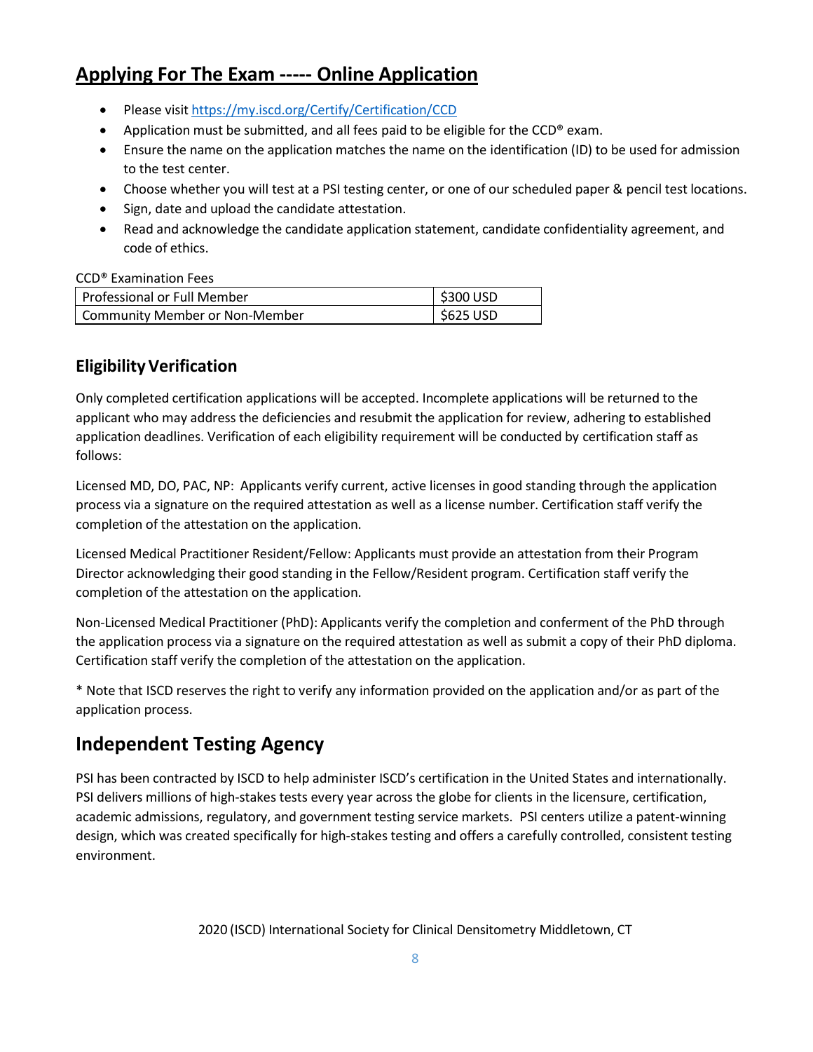## Applying For The Exam ----- Online Application

- Please visit https://my.iscd.org/Certify/Certification/CCD
- Application must be submitted, and all fees paid to be eligible for the CCD® exam.
- Ensure the name on the application matches the name on the identification (ID) to be used for admission to the test center.
- Choose whether you will test at a PSI testing center, or one of our scheduled paper & pencil test locations.
- Sign, date and upload the candidate attestation.
- Read and acknowledge the candidate application statement, candidate confidentiality agreement, and code of ethics.

CCD® Examination Fees

| Membership | Fee |
|---|---|
| Professional or Full Member | $300 USD |
| Community Member or Non-Member | $625 USD |

### Eligibility Verification

Only completed certification applications will be accepted. Incomplete applications will be returned to the applicant who may address the deficiencies and resubmit the application for review, adhering to established application deadlines. Verification of each eligibility requirement will be conducted by certification staff as follows:

Licensed MD, DO, PAC, NP: Applicants verify current, active licenses in good standing through the application process via a signature on the required attestation as well as a license number. Certification staff verify the completion of the attestation on the application.

Licensed Medical Practitioner Resident/Fellow: Applicants must provide an attestation from their Program Director acknowledging their good standing in the Fellow/Resident program. Certification staff verify the completion of the attestation on the application.

Non-Licensed Medical Practitioner (PhD): Applicants verify the completion and conferment of the PhD through the application process via a signature on the required attestation as well as submit a copy of their PhD diploma. Certification staff verify the completion of the attestation on the application.

* Note that ISCD reserves the right to verify any information provided on the application and/or as part of the application process.

## Independent Testing Agency

PSI has been contracted by ISCD to help administer ISCD's certification in the United States and internationally. PSI delivers millions of high-stakes tests every year across the globe for clients in the licensure, certification, academic admissions, regulatory, and government testing service markets. PSI centers utilize a patent-winning design, which was created specifically for high-stakes testing and offers a carefully controlled, consistent testing environment.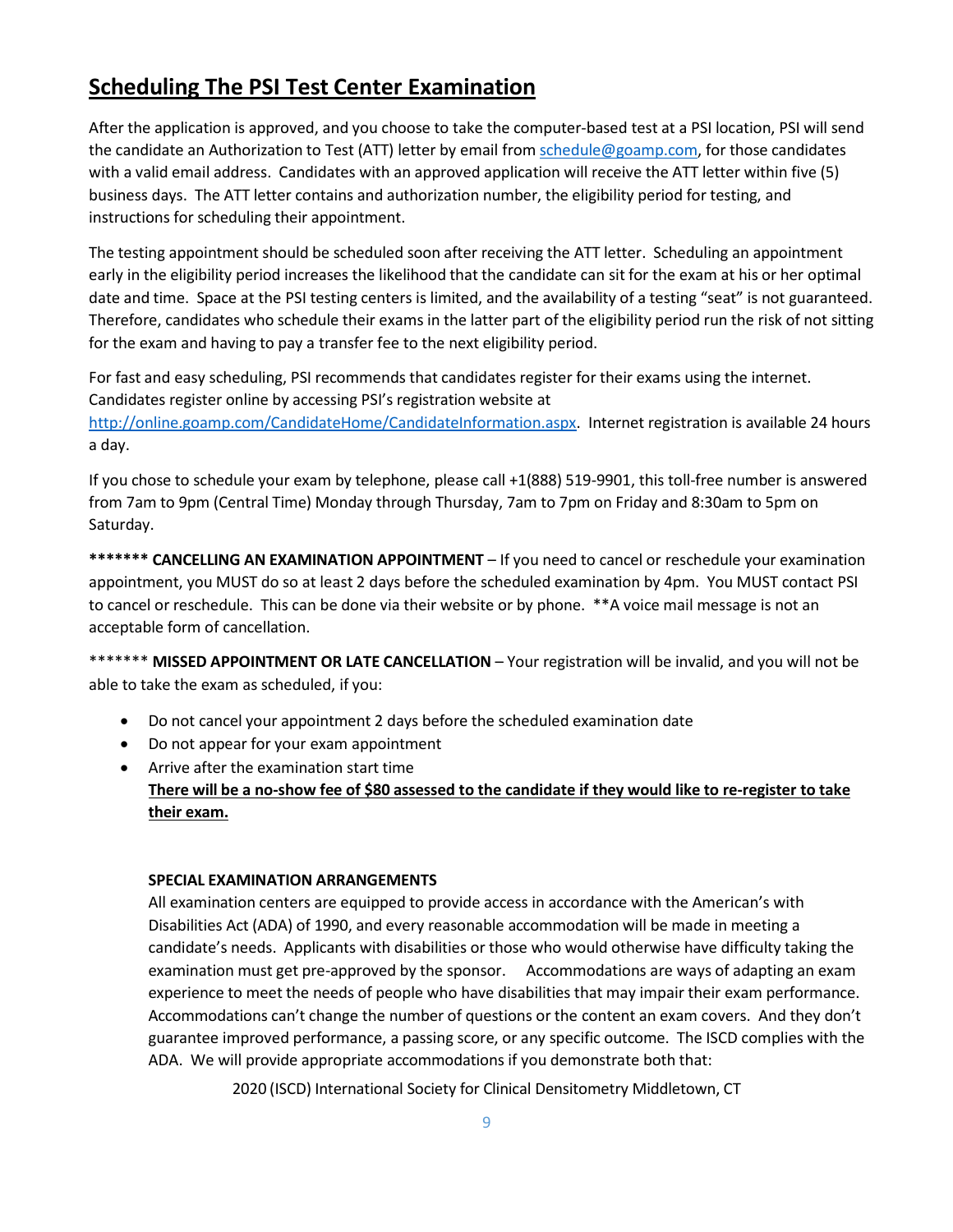## Scheduling The PSI Test Center Examination

After the application is approved, and you choose to take the computer-based test at a PSI location, PSI will send the candidate an Authorization to Test (ATT) letter by email from schedule@goamp.com, for those candidates with a valid email address. Candidates with an approved application will receive the ATT letter within five (5) business days. The ATT letter contains and authorization number, the eligibility period for testing, and instructions for scheduling their appointment.

The testing appointment should be scheduled soon after receiving the ATT letter. Scheduling an appointment early in the eligibility period increases the likelihood that the candidate can sit for the exam at his or her optimal date and time. Space at the PSI testing centers is limited, and the availability of a testing "seat" is not guaranteed. Therefore, candidates who schedule their exams in the latter part of the eligibility period run the risk of not sitting for the exam and having to pay a transfer fee to the next eligibility period.

For fast and easy scheduling, PSI recommends that candidates register for their exams using the internet. Candidates register online by accessing PSI's registration website at http://online.goamp.com/CandidateHome/CandidateInformation.aspx. Internet registration is available 24 hours a day.

If you chose to schedule your exam by telephone, please call +1(888) 519-9901, this toll-free number is answered from 7am to 9pm (Central Time) Monday through Thursday, 7am to 7pm on Friday and 8:30am to 5pm on Saturday.

**\*\*\*\*\*\*\* CANCELLING AN EXAMINATION APPOINTMENT** – If you need to cancel or reschedule your examination appointment, you MUST do so at least 2 days before the scheduled examination by 4pm. You MUST contact PSI to cancel or reschedule. This can be done via their website or by phone. **A voice mail message is not an acceptable form of cancellation.

\*\*\*\*\*\*\* **MISSED APPOINTMENT OR LATE CANCELLATION** – Your registration will be invalid, and you will not be able to take the exam as scheduled, if you:

- Do not cancel your appointment 2 days before the scheduled examination date
- Do not appear for your exam appointment
- Arrive after the examination start time
  **<u>There will be a no-show fee of $80 assessed to the candidate if they would like to re-register to take their exam.</u>**

**SPECIAL EXAMINATION ARRANGEMENTS**

All examination centers are equipped to provide access in accordance with the American's with Disabilities Act (ADA) of 1990, and every reasonable accommodation will be made in meeting a candidate's needs. Applicants with disabilities or those who would otherwise have difficulty taking the examination must get pre-approved by the sponsor. Accommodations are ways of adapting an exam experience to meet the needs of people who have disabilities that may impair their exam performance. Accommodations can't change the number of questions or the content an exam covers. And they don't guarantee improved performance, a passing score, or any specific outcome. The ISCD complies with the ADA. We will provide appropriate accommodations if you demonstrate both that: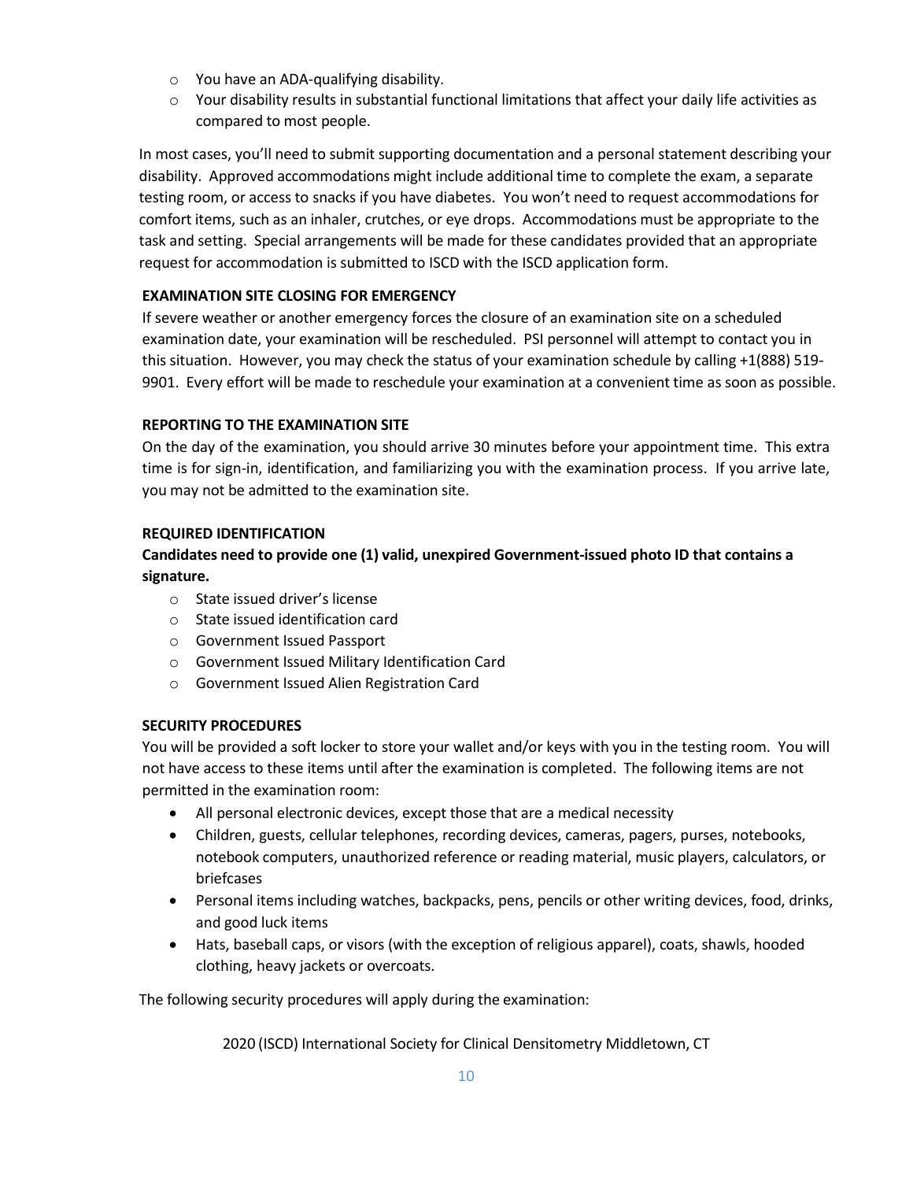- You have an ADA-qualifying disability.
- Your disability results in substantial functional limitations that affect your daily life activities as compared to most people.

In most cases, you'll need to submit supporting documentation and a personal statement describing your disability. Approved accommodations might include additional time to complete the exam, a separate testing room, or access to snacks if you have diabetes. You won't need to request accommodations for comfort items, such as an inhaler, crutches, or eye drops. Accommodations must be appropriate to the task and setting. Special arrangements will be made for these candidates provided that an appropriate request for accommodation is submitted to ISCD with the ISCD application form.

**EXAMINATION SITE CLOSING FOR EMERGENCY**

If severe weather or another emergency forces the closure of an examination site on a scheduled examination date, your examination will be rescheduled. PSI personnel will attempt to contact you in this situation. However, you may check the status of your examination schedule by calling +1(888) 519-9901. Every effort will be made to reschedule your examination at a convenient time as soon as possible.

**REPORTING TO THE EXAMINATION SITE**

On the day of the examination, you should arrive 30 minutes before your appointment time. This extra time is for sign-in, identification, and familiarizing you with the examination process. If you arrive late, you may not be admitted to the examination site.

**REQUIRED IDENTIFICATION**

**Candidates need to provide one (1) valid, unexpired Government-issued photo ID that contains a signature.**

- State issued driver's license
- State issued identification card
- Government Issued Passport
- Government Issued Military Identification Card
- Government Issued Alien Registration Card

**SECURITY PROCEDURES**

You will be provided a soft locker to store your wallet and/or keys with you in the testing room. You will not have access to these items until after the examination is completed. The following items are not permitted in the examination room:

- All personal electronic devices, except those that are a medical necessity
- Children, guests, cellular telephones, recording devices, cameras, pagers, purses, notebooks, notebook computers, unauthorized reference or reading material, music players, calculators, or briefcases
- Personal items including watches, backpacks, pens, pencils or other writing devices, food, drinks, and good luck items
- Hats, baseball caps, or visors (with the exception of religious apparel), coats, shawls, hooded clothing, heavy jackets or overcoats.

The following security procedures will apply during the examination: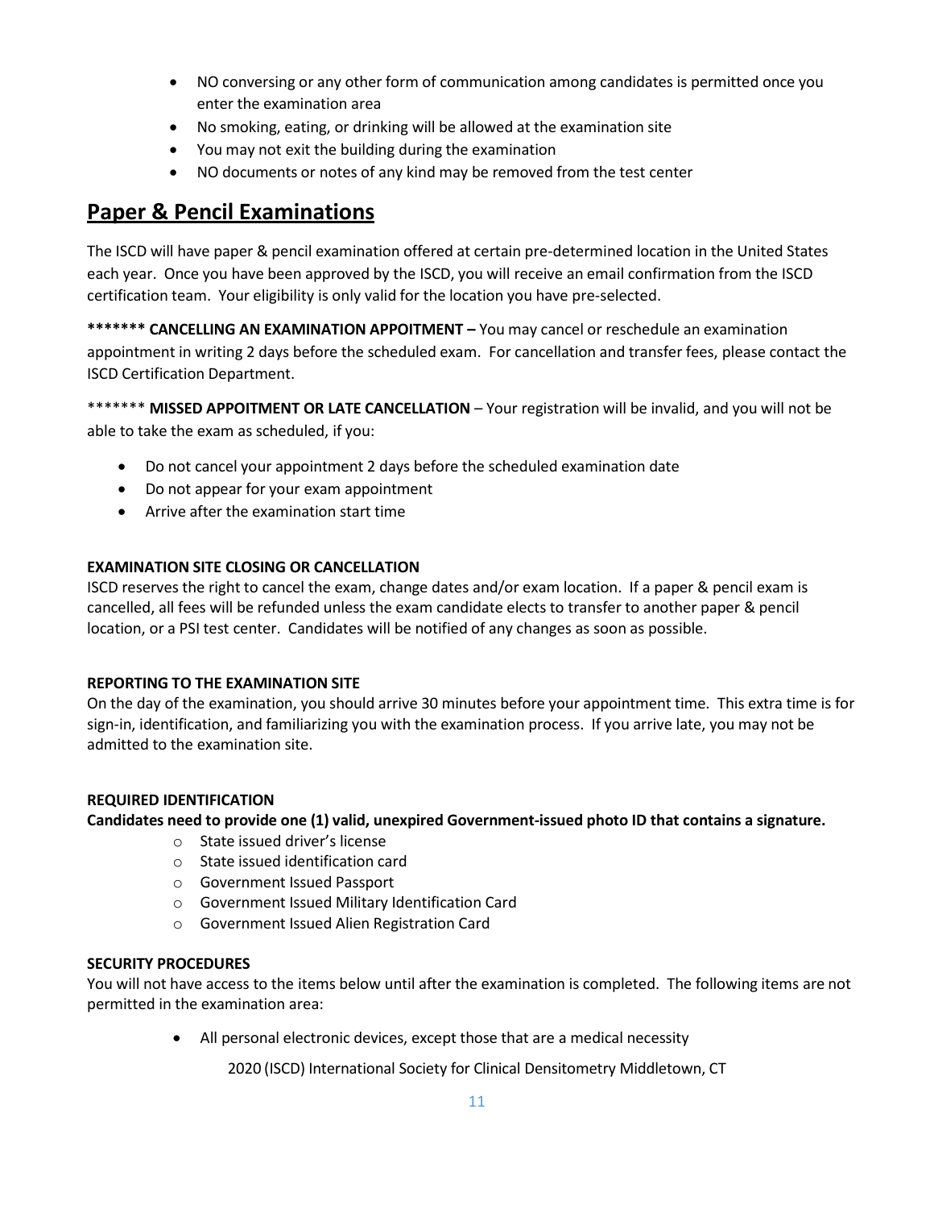- NO conversing or any other form of communication among candidates is permitted once you enter the examination area
- No smoking, eating, or drinking will be allowed at the examination site
- You may not exit the building during the examination
- NO documents or notes of any kind may be removed from the test center

## Paper & Pencil Examinations

The ISCD will have paper & pencil examination offered at certain pre-determined location in the United States each year. Once you have been approved by the ISCD, you will receive an email confirmation from the ISCD certification team. Your eligibility is only valid for the location you have pre-selected.

**\*\*\*\*\*\*\* CANCELLING AN EXAMINATION APPOITMENT –** You may cancel or reschedule an examination appointment in writing 2 days before the scheduled exam. For cancellation and transfer fees, please contact the ISCD Certification Department.

\*\*\*\*\*\*\* **MISSED APPOITMENT OR LATE CANCELLATION** – Your registration will be invalid, and you will not be able to take the exam as scheduled, if you:

- Do not cancel your appointment 2 days before the scheduled examination date
- Do not appear for your exam appointment
- Arrive after the examination start time

**EXAMINATION SITE CLOSING OR CANCELLATION**

ISCD reserves the right to cancel the exam, change dates and/or exam location. If a paper & pencil exam is cancelled, all fees will be refunded unless the exam candidate elects to transfer to another paper & pencil location, or a PSI test center. Candidates will be notified of any changes as soon as possible.

**REPORTING TO THE EXAMINATION SITE**

On the day of the examination, you should arrive 30 minutes before your appointment time. This extra time is for sign-in, identification, and familiarizing you with the examination process. If you arrive late, you may not be admitted to the examination site.

**REQUIRED IDENTIFICATION**

**Candidates need to provide one (1) valid, unexpired Government-issued photo ID that contains a signature.**

- State issued driver's license
- State issued identification card
- Government Issued Passport
- Government Issued Military Identification Card
- Government Issued Alien Registration Card

**SECURITY PROCEDURES**

You will not have access to the items below until after the examination is completed. The following items are not permitted in the examination area:

- All personal electronic devices, except those that are a medical necessity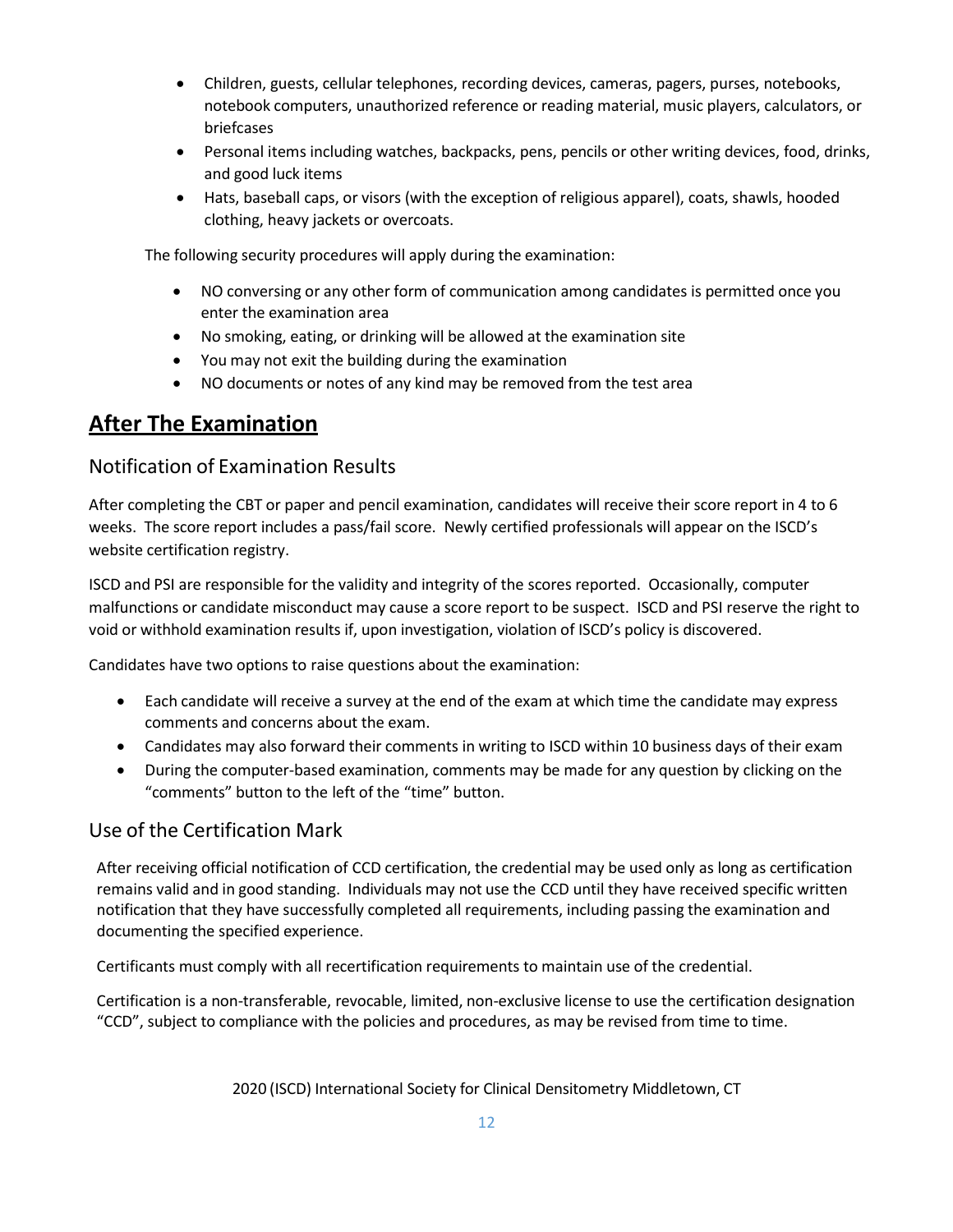- Children, guests, cellular telephones, recording devices, cameras, pagers, purses, notebooks, notebook computers, unauthorized reference or reading material, music players, calculators, or briefcases
- Personal items including watches, backpacks, pens, pencils or other writing devices, food, drinks, and good luck items
- Hats, baseball caps, or visors (with the exception of religious apparel), coats, shawls, hooded clothing, heavy jackets or overcoats.

The following security procedures will apply during the examination:

- NO conversing or any other form of communication among candidates is permitted once you enter the examination area
- No smoking, eating, or drinking will be allowed at the examination site
- You may not exit the building during the examination
- NO documents or notes of any kind may be removed from the test area

# After The Examination

## Notification of Examination Results

After completing the CBT or paper and pencil examination, candidates will receive their score report in 4 to 6 weeks. The score report includes a pass/fail score. Newly certified professionals will appear on the ISCD's website certification registry.

ISCD and PSI are responsible for the validity and integrity of the scores reported. Occasionally, computer malfunctions or candidate misconduct may cause a score report to be suspect. ISCD and PSI reserve the right to void or withhold examination results if, upon investigation, violation of ISCD's policy is discovered.

Candidates have two options to raise questions about the examination:

- Each candidate will receive a survey at the end of the exam at which time the candidate may express comments and concerns about the exam.
- Candidates may also forward their comments in writing to ISCD within 10 business days of their exam
- During the computer-based examination, comments may be made for any question by clicking on the "comments" button to the left of the "time" button.

## Use of the Certification Mark

After receiving official notification of CCD certification, the credential may be used only as long as certification remains valid and in good standing. Individuals may not use the CCD until they have received specific written notification that they have successfully completed all requirements, including passing the examination and documenting the specified experience.

Certificants must comply with all recertification requirements to maintain use of the credential.

Certification is a non-transferable, revocable, limited, non-exclusive license to use the certification designation "CCD", subject to compliance with the policies and procedures, as may be revised from time to time.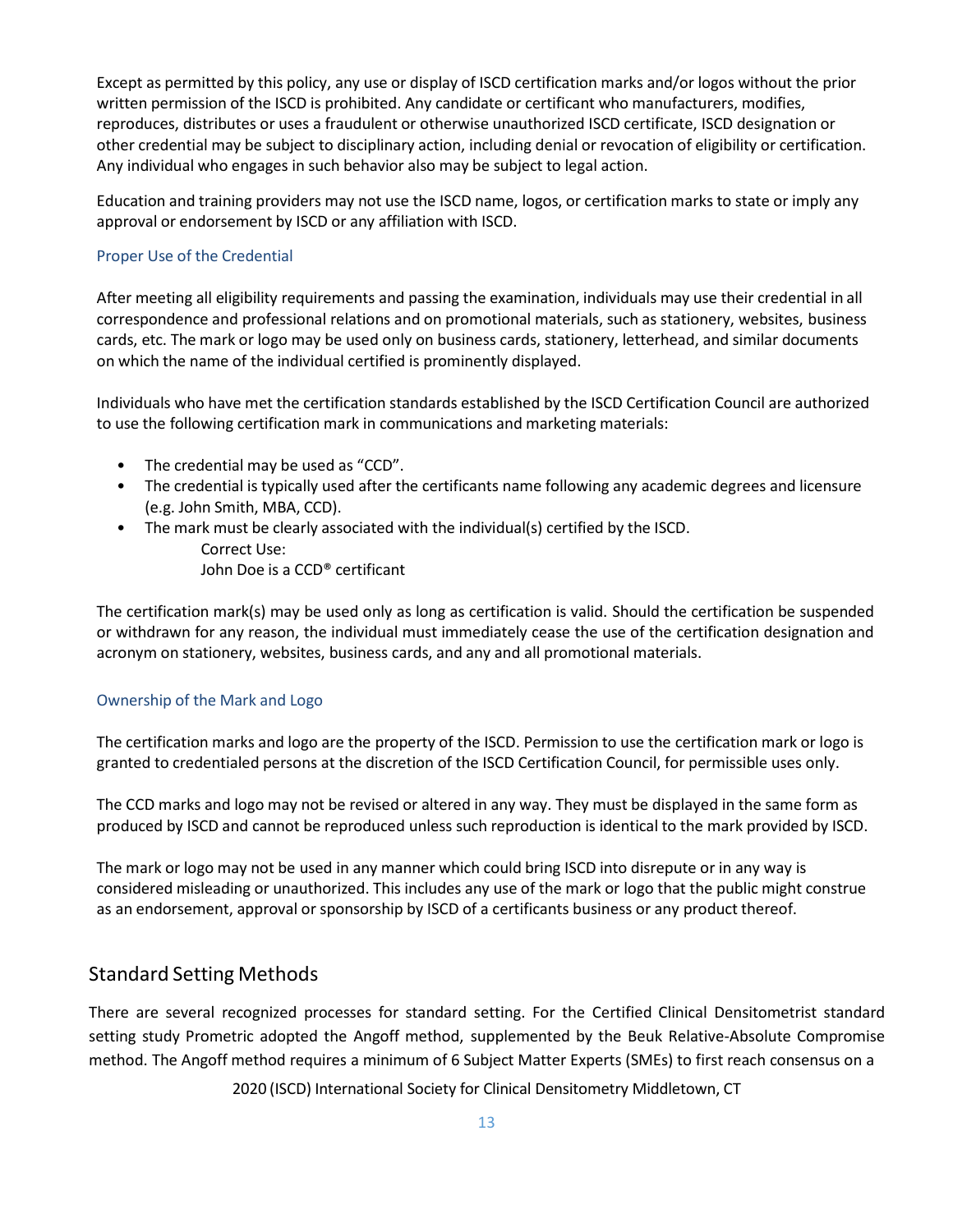Except as permitted by this policy, any use or display of ISCD certification marks and/or logos without the prior written permission of the ISCD is prohibited. Any candidate or certificant who manufacturers, modifies, reproduces, distributes or uses a fraudulent or otherwise unauthorized ISCD certificate, ISCD designation or other credential may be subject to disciplinary action, including denial or revocation of eligibility or certification. Any individual who engages in such behavior also may be subject to legal action.

Education and training providers may not use the ISCD name, logos, or certification marks to state or imply any approval or endorsement by ISCD or any affiliation with ISCD.

### Proper Use of the Credential

After meeting all eligibility requirements and passing the examination, individuals may use their credential in all correspondence and professional relations and on promotional materials, such as stationery, websites, business cards, etc. The mark or logo may be used only on business cards, stationery, letterhead, and similar documents on which the name of the individual certified is prominently displayed.

Individuals who have met the certification standards established by the ISCD Certification Council are authorized to use the following certification mark in communications and marketing materials:

- The credential may be used as "CCD".
- The credential is typically used after the certificants name following any academic degrees and licensure (e.g. John Smith, MBA, CCD).
- The mark must be clearly associated with the individual(s) certified by the ISCD.
  
  Correct Use:
  John Doe is a CCD® certificant

The certification mark(s) may be used only as long as certification is valid. Should the certification be suspended or withdrawn for any reason, the individual must immediately cease the use of the certification designation and acronym on stationery, websites, business cards, and any and all promotional materials.

### Ownership of the Mark and Logo

The certification marks and logo are the property of the ISCD. Permission to use the certification mark or logo is granted to credentialed persons at the discretion of the ISCD Certification Council, for permissible uses only.

The CCD marks and logo may not be revised or altered in any way. They must be displayed in the same form as produced by ISCD and cannot be reproduced unless such reproduction is identical to the mark provided by ISCD.

The mark or logo may not be used in any manner which could bring ISCD into disrepute or in any way is considered misleading or unauthorized. This includes any use of the mark or logo that the public might construe as an endorsement, approval or sponsorship by ISCD of a certificants business or any product thereof.

## Standard Setting Methods

There are several recognized processes for standard setting. For the Certified Clinical Densitometrist standard setting study Prometric adopted the Angoff method, supplemented by the Beuk Relative-Absolute Compromise method. The Angoff method requires a minimum of 6 Subject Matter Experts (SMEs) to first reach consensus on a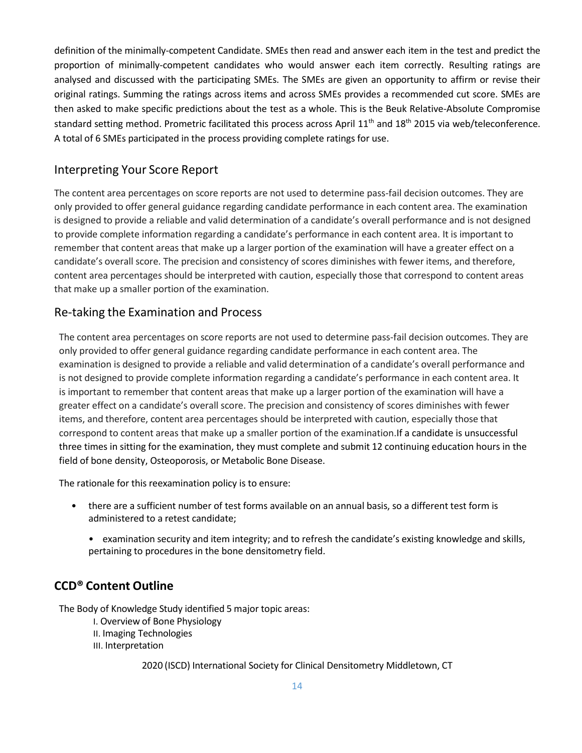definition of the minimally-competent Candidate. SMEs then read and answer each item in the test and predict the proportion of minimally-competent candidates who would answer each item correctly. Resulting ratings are analysed and discussed with the participating SMEs. The SMEs are given an opportunity to affirm or revise their original ratings. Summing the ratings across items and across SMEs provides a recommended cut score. SMEs are then asked to make specific predictions about the test as a whole. This is the Beuk Relative-Absolute Compromise standard setting method. Prometric facilitated this process across April 11th and 18th 2015 via web/teleconference. A total of 6 SMEs participated in the process providing complete ratings for use.

## Interpreting Your Score Report

The content area percentages on score reports are not used to determine pass-fail decision outcomes. They are only provided to offer general guidance regarding candidate performance in each content area. The examination is designed to provide a reliable and valid determination of a candidate's overall performance and is not designed to provide complete information regarding a candidate's performance in each content area. It is important to remember that content areas that make up a larger portion of the examination will have a greater effect on a candidate's overall score. The precision and consistency of scores diminishes with fewer items, and therefore, content area percentages should be interpreted with caution, especially those that correspond to content areas that make up a smaller portion of the examination.

## Re-taking the Examination and Process

The content area percentages on score reports are not used to determine pass-fail decision outcomes. They are only provided to offer general guidance regarding candidate performance in each content area. The examination is designed to provide a reliable and valid determination of a candidate's overall performance and is not designed to provide complete information regarding a candidate's performance in each content area. It is important to remember that content areas that make up a larger portion of the examination will have a greater effect on a candidate's overall score. The precision and consistency of scores diminishes with fewer items, and therefore, content area percentages should be interpreted with caution, especially those that correspond to content areas that make up a smaller portion of the examination.If a candidate is unsuccessful three times in sitting for the examination, they must complete and submit 12 continuing education hours in the field of bone density, Osteoporosis, or Metabolic Bone Disease.

The rationale for this reexamination policy is to ensure:

- there are a sufficient number of test forms available on an annual basis, so a different test form is administered to a retest candidate;
- examination security and item integrity; and to refresh the candidate's existing knowledge and skills, pertaining to procedures in the bone densitometry field.

## CCD® Content Outline

The Body of Knowledge Study identified 5 major topic areas:

I. Overview of Bone Physiology
II. Imaging Technologies
III. Interpretation

2020 (ISCD) International Society for Clinical Densitometry Middletown, CT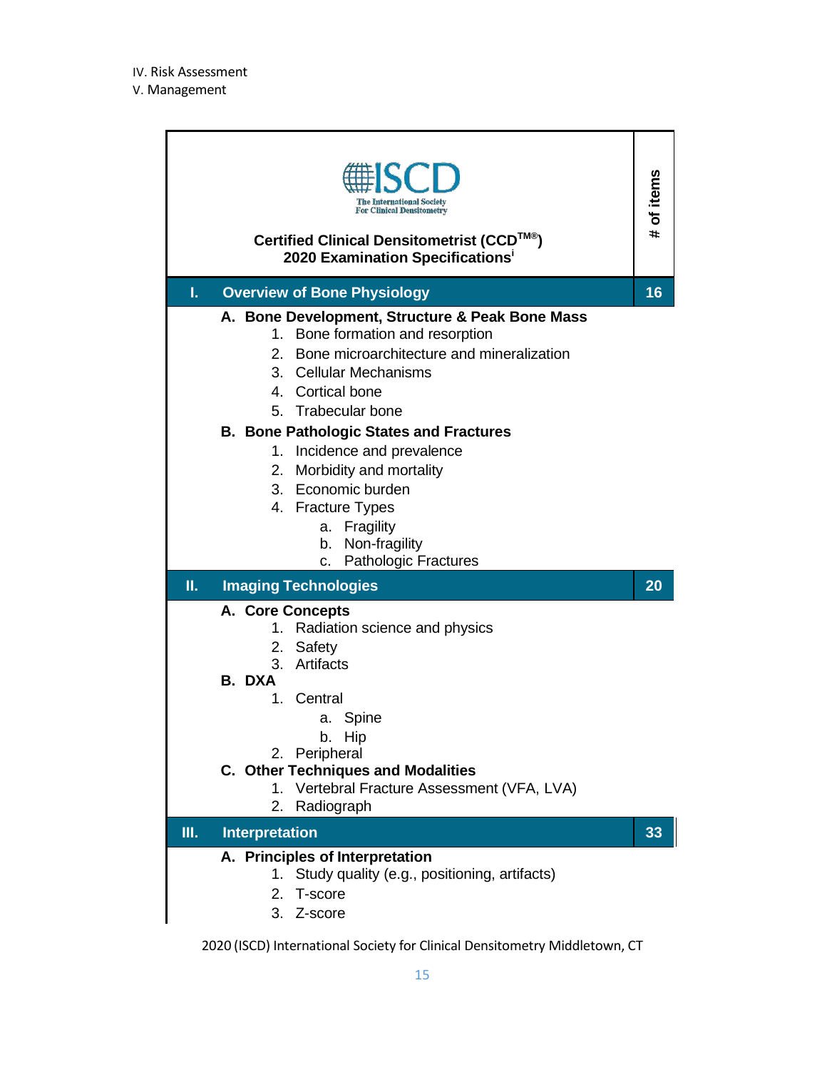IV. Risk Assessment
V. Management

**ISCD**
The International Society For Clinical Densitometry

**Certified Clinical Densitometrist (CCD™®)**
**2020 Examination Specifications**[i]

| | | # of items |
|---|---|---|
| **I.** | **Overview of Bone Physiology** | **16** |
| | **A. Bone Development, Structure & Peak Bone Mass**<br>1. Bone formation and resorption<br>2. Bone microarchitecture and mineralization<br>3. Cellular Mechanisms<br>4. Cortical bone<br>5. Trabecular bone<br>**B. Bone Pathologic States and Fractures**<br>1. Incidence and prevalence<br>2. Morbidity and mortality<br>3. Economic burden<br>4. Fracture Types<br>a. Fragility<br>b. Non-fragility<br>c. Pathologic Fractures | |
| **II.** | **Imaging Technologies** | **20** |
| | **A. Core Concepts**<br>1. Radiation science and physics<br>2. Safety<br>3. Artifacts<br>**B. DXA**<br>1. Central<br>a. Spine<br>b. Hip<br>2. Peripheral<br>**C. Other Techniques and Modalities**<br>1. Vertebral Fracture Assessment (VFA, LVA)<br>2. Radiograph | |
| **III.** | **Interpretation** | **33** |
| | **A. Principles of Interpretation**<br>1. Study quality (e.g., positioning, artifacts)<br>2. T-score<br>3. Z-score | |

2020 (ISCD) International Society for Clinical Densitometry Middletown, CT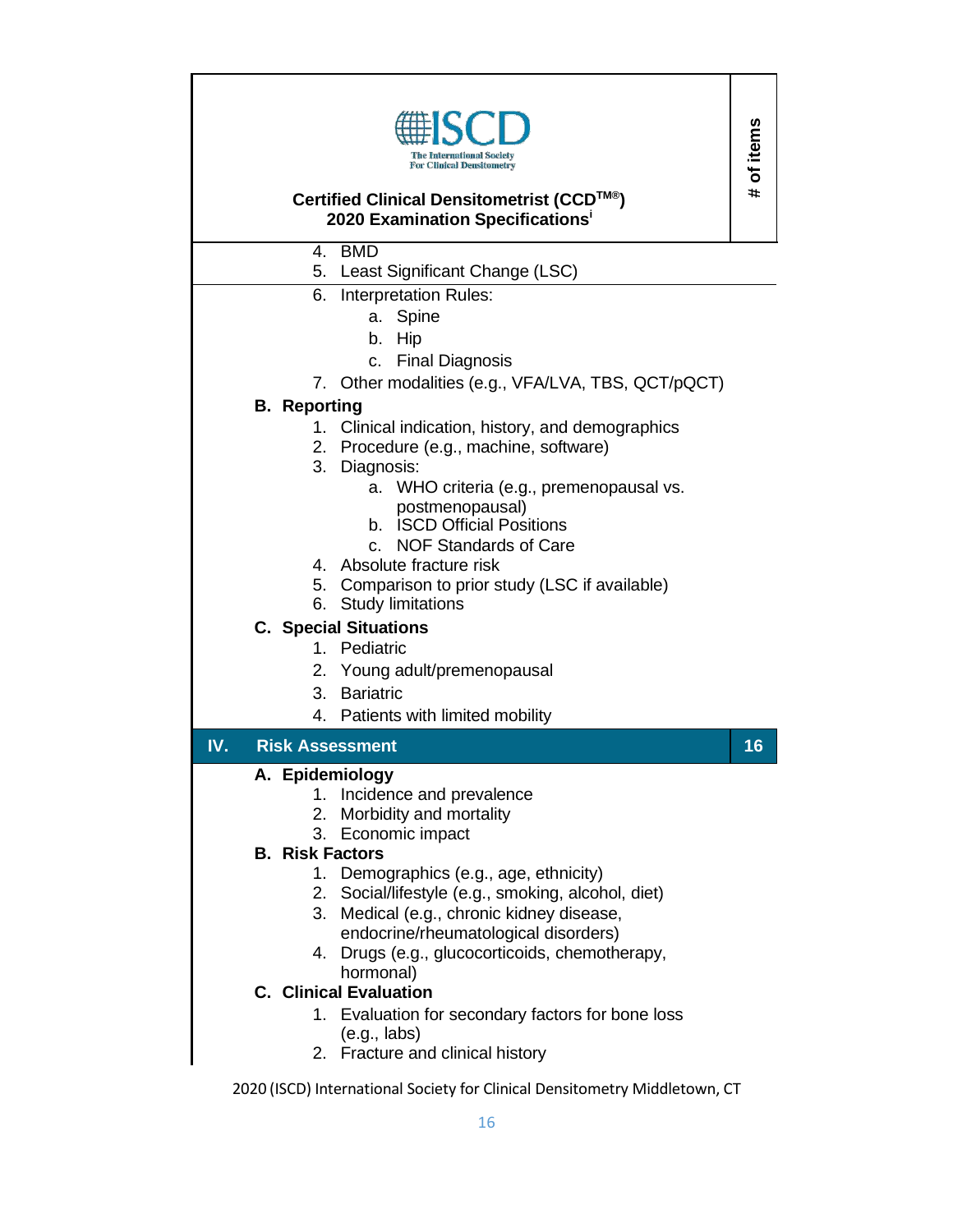**Certified Clinical Densitometrist (CCD™®) 2020 Examination Specifications**[i]

| | # of items |
|---|---|
| 4. BMD<br>5. Least Significant Change (LSC) | |
| 6. Interpretation Rules:<br>&nbsp;&nbsp;&nbsp;a. Spine<br>&nbsp;&nbsp;&nbsp;b. Hip<br>&nbsp;&nbsp;&nbsp;c. Final Diagnosis<br>7. Other modalities (e.g., VFA/LVA, TBS, QCT/pQCT)<br>**B. Reporting**<br>1. Clinical indication, history, and demographics<br>2. Procedure (e.g., machine, software)<br>3. Diagnosis:<br>&nbsp;&nbsp;&nbsp;a. WHO criteria (e.g., premenopausal vs. postmenopausal)<br>&nbsp;&nbsp;&nbsp;b. ISCD Official Positions<br>&nbsp;&nbsp;&nbsp;c. NOF Standards of Care<br>4. Absolute fracture risk<br>5. Comparison to prior study (LSC if available)<br>6. Study limitations<br>**C. Special Situations**<br>1. Pediatric<br>2. Young adult/premenopausal<br>3. Bariatric<br>4. Patients with limited mobility | |
| **IV. Risk Assessment** | **16** |
| **A. Epidemiology**<br>1. Incidence and prevalence<br>2. Morbidity and mortality<br>3. Economic impact<br>**B. Risk Factors**<br>1. Demographics (e.g., age, ethnicity)<br>2. Social/lifestyle (e.g., smoking, alcohol, diet)<br>3. Medical (e.g., chronic kidney disease, endocrine/rheumatological disorders)<br>4. Drugs (e.g., glucocorticoids, chemotherapy, hormonal)<br>**C. Clinical Evaluation**<br>1. Evaluation for secondary factors for bone loss (e.g., labs)<br>2. Fracture and clinical history | |

2020 (ISCD) International Society for Clinical Densitometry Middletown, CT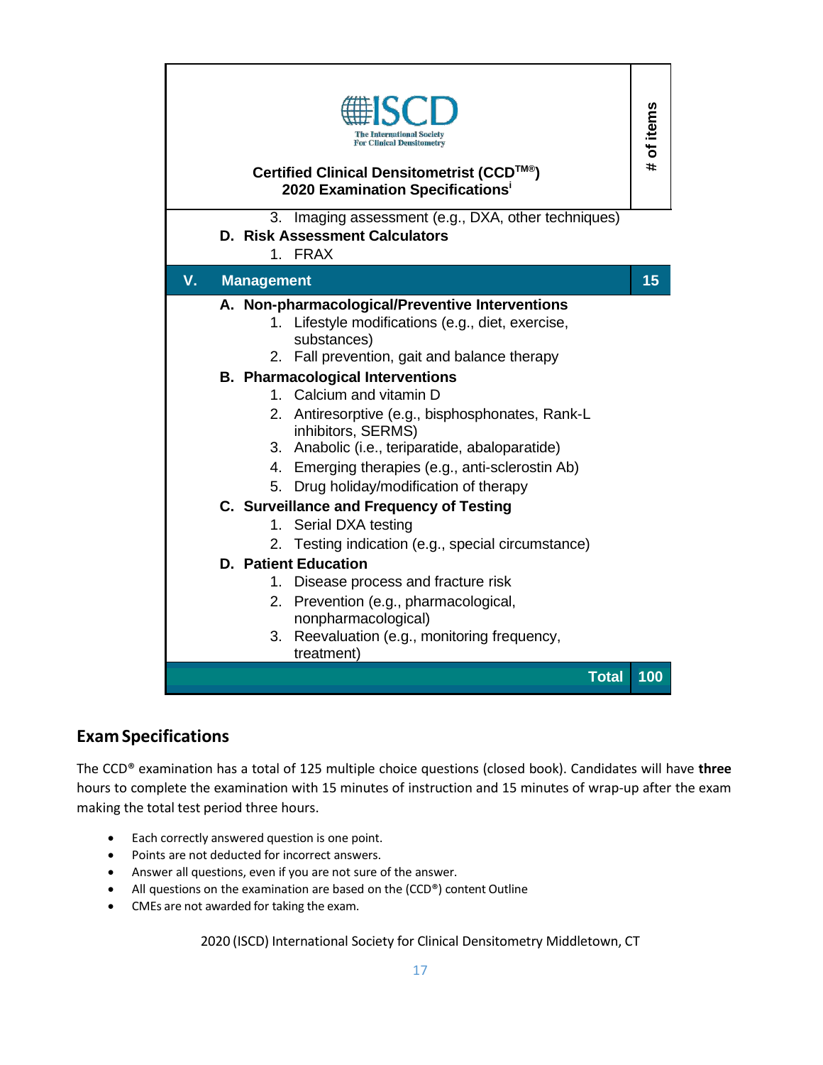| ISCD<br>The International Society For Clinical Densitometry<br>**Certified Clinical Densitometrist (CCD™®)**<br>**2020 Examination Specifications**[i] | | **# of items** |
|---|---|---|
| | 3. Imaging assessment (e.g., DXA, other techniques)<br>**D. Risk Assessment Calculators**<br>1. FRAX | |
| **V.** | **Management** | **15** |
| | **A. Non-pharmacological/Preventive Interventions**<br>1. Lifestyle modifications (e.g., diet, exercise, substances)<br>2. Fall prevention, gait and balance therapy<br>**B. Pharmacological Interventions**<br>1. Calcium and vitamin D<br>2. Antiresorptive (e.g., bisphosphonates, Rank-L inhibitors, SERMS)<br>3. Anabolic (i.e., teriparatide, abaloparatide)<br>4. Emerging therapies (e.g., anti-sclerostin Ab)<br>5. Drug holiday/modification of therapy<br>**C. Surveillance and Frequency of Testing**<br>1. Serial DXA testing<br>2. Testing indication (e.g., special circumstance)<br>**D. Patient Education**<br>1. Disease process and fracture risk<br>2. Prevention (e.g., pharmacological, nonpharmacological)<br>3. Reevaluation (e.g., monitoring frequency, treatment) | |
| | **Total** | **100** |

## Exam Specifications

The CCD® examination has a total of 125 multiple choice questions (closed book). Candidates will have **three** hours to complete the examination with 15 minutes of instruction and 15 minutes of wrap-up after the exam making the total test period three hours.

- Each correctly answered question is one point.
- Points are not deducted for incorrect answers.
- Answer all questions, even if you are not sure of the answer.
- All questions on the examination are based on the (CCD®) content Outline
- CMEs are not awarded for taking the exam.

2020 (ISCD) International Society for Clinical Densitometry Middletown, CT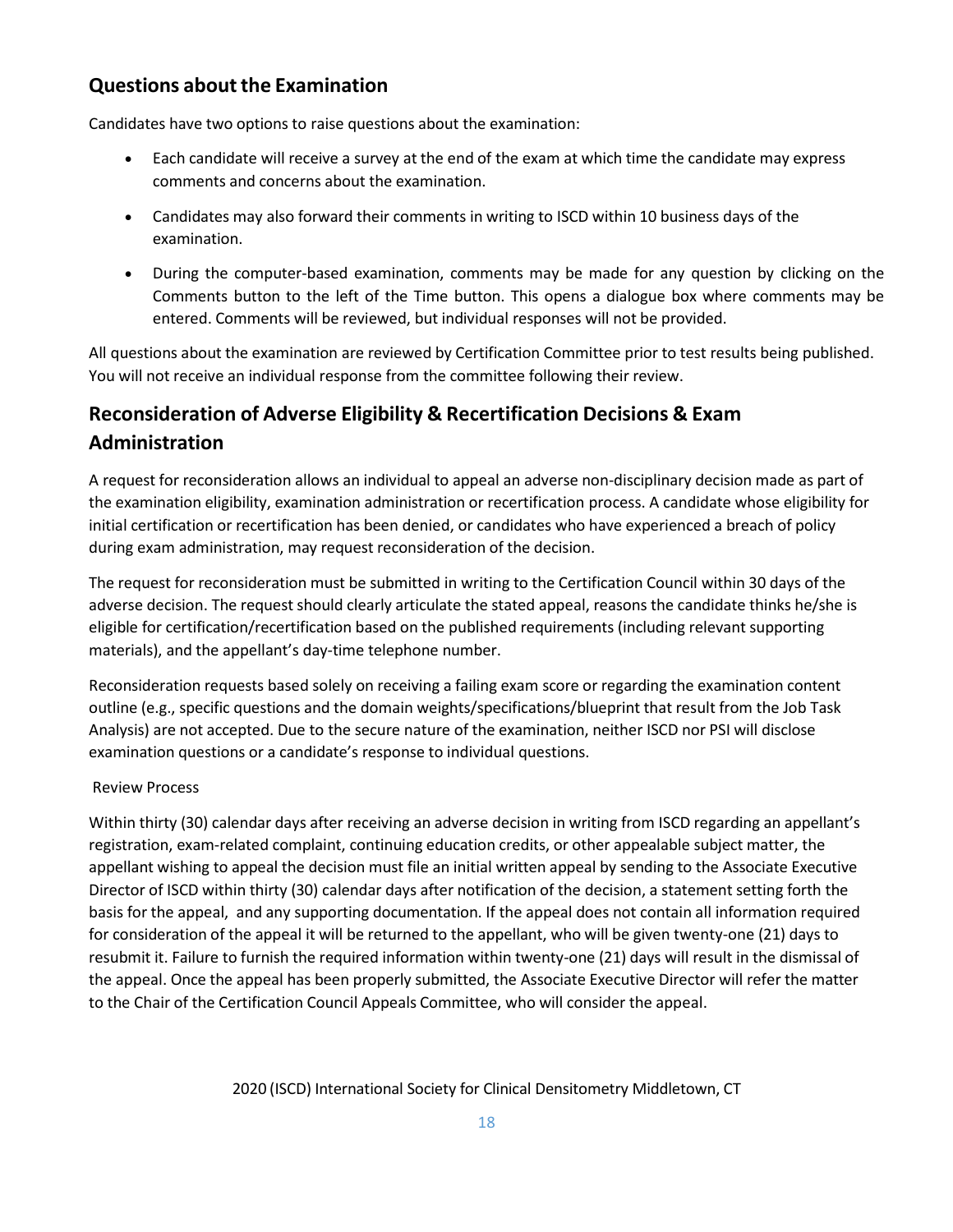## Questions about the Examination

Candidates have two options to raise questions about the examination:

- Each candidate will receive a survey at the end of the exam at which time the candidate may express comments and concerns about the examination.
- Candidates may also forward their comments in writing to ISCD within 10 business days of the examination.
- During the computer-based examination, comments may be made for any question by clicking on the Comments button to the left of the Time button. This opens a dialogue box where comments may be entered. Comments will be reviewed, but individual responses will not be provided.

All questions about the examination are reviewed by Certification Committee prior to test results being published. You will not receive an individual response from the committee following their review.

## Reconsideration of Adverse Eligibility & Recertification Decisions & Exam Administration

A request for reconsideration allows an individual to appeal an adverse non-disciplinary decision made as part of the examination eligibility, examination administration or recertification process. A candidate whose eligibility for initial certification or recertification has been denied, or candidates who have experienced a breach of policy during exam administration, may request reconsideration of the decision.

The request for reconsideration must be submitted in writing to the Certification Council within 30 days of the adverse decision. The request should clearly articulate the stated appeal, reasons the candidate thinks he/she is eligible for certification/recertification based on the published requirements (including relevant supporting materials), and the appellant's day-time telephone number.

Reconsideration requests based solely on receiving a failing exam score or regarding the examination content outline (e.g., specific questions and the domain weights/specifications/blueprint that result from the Job Task Analysis) are not accepted. Due to the secure nature of the examination, neither ISCD nor PSI will disclose examination questions or a candidate's response to individual questions.

Review Process

Within thirty (30) calendar days after receiving an adverse decision in writing from ISCD regarding an appellant's registration, exam-related complaint, continuing education credits, or other appealable subject matter, the appellant wishing to appeal the decision must file an initial written appeal by sending to the Associate Executive Director of ISCD within thirty (30) calendar days after notification of the decision, a statement setting forth the basis for the appeal, and any supporting documentation. If the appeal does not contain all information required for consideration of the appeal it will be returned to the appellant, who will be given twenty-one (21) days to resubmit it. Failure to furnish the required information within twenty-one (21) days will result in the dismissal of the appeal. Once the appeal has been properly submitted, the Associate Executive Director will refer the matter to the Chair of the Certification Council Appeals Committee, who will consider the appeal.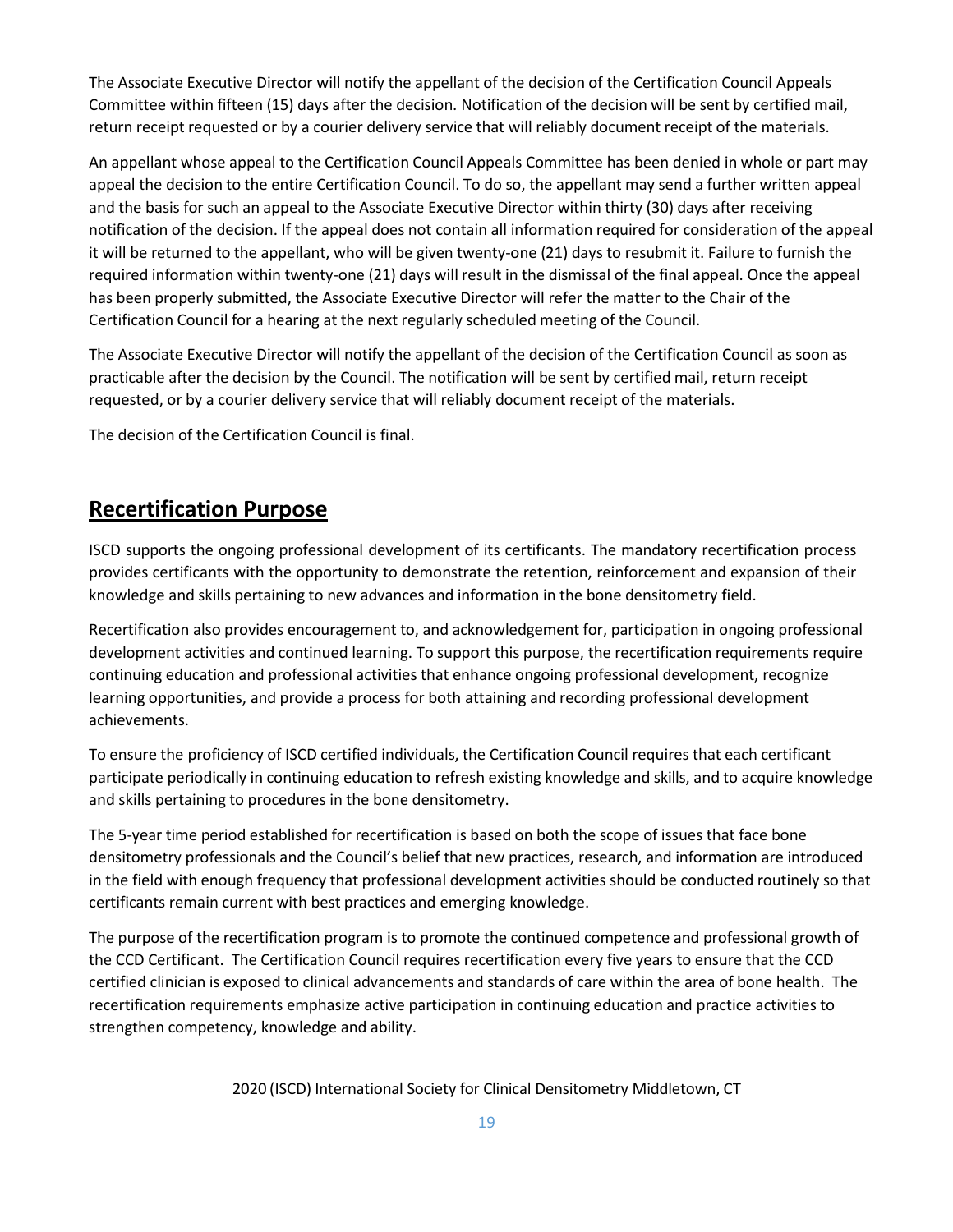The Associate Executive Director will notify the appellant of the decision of the Certification Council Appeals Committee within fifteen (15) days after the decision. Notification of the decision will be sent by certified mail, return receipt requested or by a courier delivery service that will reliably document receipt of the materials.

An appellant whose appeal to the Certification Council Appeals Committee has been denied in whole or part may appeal the decision to the entire Certification Council. To do so, the appellant may send a further written appeal and the basis for such an appeal to the Associate Executive Director within thirty (30) days after receiving notification of the decision. If the appeal does not contain all information required for consideration of the appeal it will be returned to the appellant, who will be given twenty-one (21) days to resubmit it. Failure to furnish the required information within twenty-one (21) days will result in the dismissal of the final appeal. Once the appeal has been properly submitted, the Associate Executive Director will refer the matter to the Chair of the Certification Council for a hearing at the next regularly scheduled meeting of the Council.

The Associate Executive Director will notify the appellant of the decision of the Certification Council as soon as practicable after the decision by the Council. The notification will be sent by certified mail, return receipt requested, or by a courier delivery service that will reliably document receipt of the materials.

The decision of the Certification Council is final.

## Recertification Purpose

ISCD supports the ongoing professional development of its certificants. The mandatory recertification process provides certificants with the opportunity to demonstrate the retention, reinforcement and expansion of their knowledge and skills pertaining to new advances and information in the bone densitometry field.

Recertification also provides encouragement to, and acknowledgement for, participation in ongoing professional development activities and continued learning. To support this purpose, the recertification requirements require continuing education and professional activities that enhance ongoing professional development, recognize learning opportunities, and provide a process for both attaining and recording professional development achievements.

To ensure the proficiency of ISCD certified individuals, the Certification Council requires that each certificant participate periodically in continuing education to refresh existing knowledge and skills, and to acquire knowledge and skills pertaining to procedures in the bone densitometry.

The 5-year time period established for recertification is based on both the scope of issues that face bone densitometry professionals and the Council's belief that new practices, research, and information are introduced in the field with enough frequency that professional development activities should be conducted routinely so that certificants remain current with best practices and emerging knowledge.

The purpose of the recertification program is to promote the continued competence and professional growth of the CCD Certificant. The Certification Council requires recertification every five years to ensure that the CCD certified clinician is exposed to clinical advancements and standards of care within the area of bone health. The recertification requirements emphasize active participation in continuing education and practice activities to strengthen competency, knowledge and ability.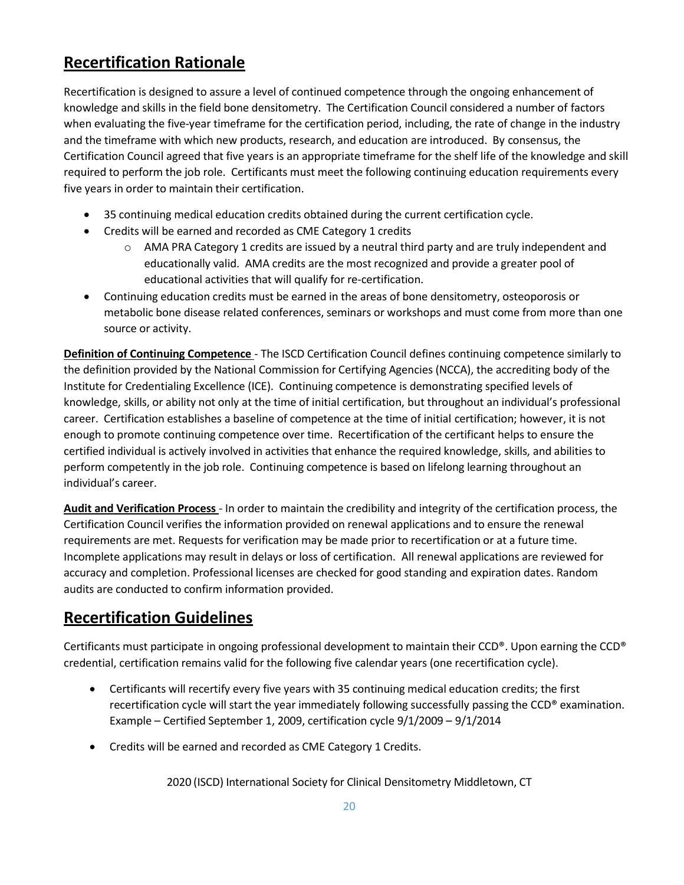## Recertification Rationale

Recertification is designed to assure a level of continued competence through the ongoing enhancement of knowledge and skills in the field bone densitometry. The Certification Council considered a number of factors when evaluating the five-year timeframe for the certification period, including, the rate of change in the industry and the timeframe with which new products, research, and education are introduced. By consensus, the Certification Council agreed that five years is an appropriate timeframe for the shelf life of the knowledge and skill required to perform the job role. Certificants must meet the following continuing education requirements every five years in order to maintain their certification.

- 35 continuing medical education credits obtained during the current certification cycle.
- Credits will be earned and recorded as CME Category 1 credits
  - AMA PRA Category 1 credits are issued by a neutral third party and are truly independent and educationally valid. AMA credits are the most recognized and provide a greater pool of educational activities that will qualify for re-certification.
- Continuing education credits must be earned in the areas of bone densitometry, osteoporosis or metabolic bone disease related conferences, seminars or workshops and must come from more than one source or activity.

**Definition of Continuing Competence** - The ISCD Certification Council defines continuing competence similarly to the definition provided by the National Commission for Certifying Agencies (NCCA), the accrediting body of the Institute for Credentialing Excellence (ICE). Continuing competence is demonstrating specified levels of knowledge, skills, or ability not only at the time of initial certification, but throughout an individual's professional career. Certification establishes a baseline of competence at the time of initial certification; however, it is not enough to promote continuing competence over time. Recertification of the certificant helps to ensure the certified individual is actively involved in activities that enhance the required knowledge, skills, and abilities to perform competently in the job role. Continuing competence is based on lifelong learning throughout an individual's career.

**Audit and Verification Process** - In order to maintain the credibility and integrity of the certification process, the Certification Council verifies the information provided on renewal applications and to ensure the renewal requirements are met. Requests for verification may be made prior to recertification or at a future time. Incomplete applications may result in delays or loss of certification. All renewal applications are reviewed for accuracy and completion. Professional licenses are checked for good standing and expiration dates. Random audits are conducted to confirm information provided.

## Recertification Guidelines

Certificants must participate in ongoing professional development to maintain their CCD®. Upon earning the CCD® credential, certification remains valid for the following five calendar years (one recertification cycle).

- Certificants will recertify every five years with 35 continuing medical education credits; the first recertification cycle will start the year immediately following successfully passing the CCD® examination. Example – Certified September 1, 2009, certification cycle 9/1/2009 – 9/1/2014
- Credits will be earned and recorded as CME Category 1 Credits.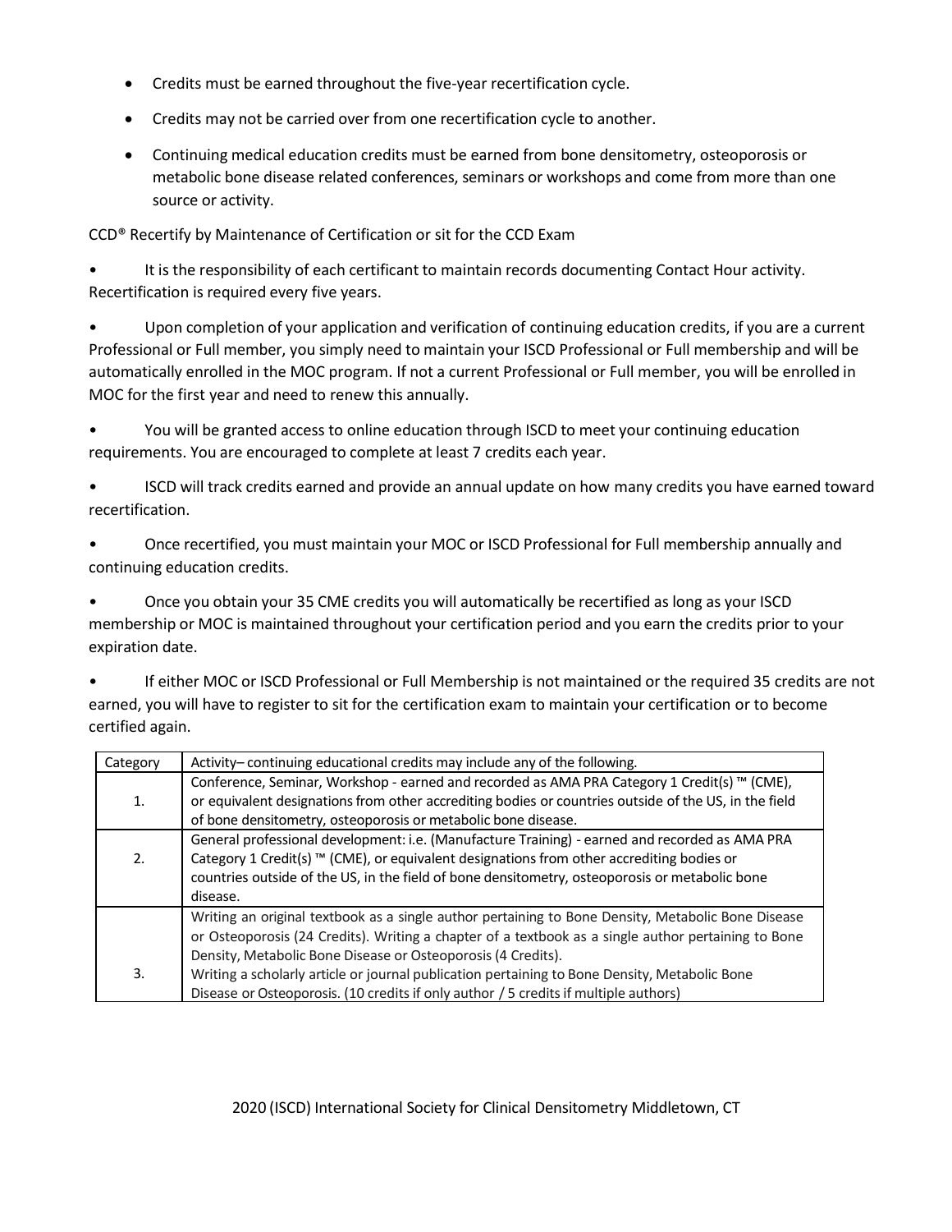- Credits must be earned throughout the five-year recertification cycle.
- Credits may not be carried over from one recertification cycle to another.
- Continuing medical education credits must be earned from bone densitometry, osteoporosis or metabolic bone disease related conferences, seminars or workshops and come from more than one source or activity.

CCD® Recertify by Maintenance of Certification or sit for the CCD Exam

- It is the responsibility of each certificant to maintain records documenting Contact Hour activity. Recertification is required every five years.
- Upon completion of your application and verification of continuing education credits, if you are a current Professional or Full member, you simply need to maintain your ISCD Professional or Full membership and will be automatically enrolled in the MOC program. If not a current Professional or Full member, you will be enrolled in MOC for the first year and need to renew this annually.
- You will be granted access to online education through ISCD to meet your continuing education requirements. You are encouraged to complete at least 7 credits each year.
- ISCD will track credits earned and provide an annual update on how many credits you have earned toward recertification.
- Once recertified, you must maintain your MOC or ISCD Professional for Full membership annually and continuing education credits.
- Once you obtain your 35 CME credits you will automatically be recertified as long as your ISCD membership or MOC is maintained throughout your certification period and you earn the credits prior to your expiration date.
- If either MOC or ISCD Professional or Full Membership is not maintained or the required 35 credits are not earned, you will have to register to sit for the certification exam to maintain your certification or to become certified again.

| Category | Activity– continuing educational credits may include any of the following. |
|---|---|
| 1. | Conference, Seminar, Workshop - earned and recorded as AMA PRA Category 1 Credit(s) ™ (CME), or equivalent designations from other accrediting bodies or countries outside of the US, in the field of bone densitometry, osteoporosis or metabolic bone disease. |
| 2. | General professional development: i.e. (Manufacture Training) - earned and recorded as AMA PRA Category 1 Credit(s) ™ (CME), or equivalent designations from other accrediting bodies or countries outside of the US, in the field of bone densitometry, osteoporosis or metabolic bone disease. |
| 3. | Writing an original textbook as a single author pertaining to Bone Density, Metabolic Bone Disease or Osteoporosis (24 Credits). Writing a chapter of a textbook as a single author pertaining to Bone Density, Metabolic Bone Disease or Osteoporosis (4 Credits).<br>Writing a scholarly article or journal publication pertaining to Bone Density, Metabolic Bone Disease or Osteoporosis. (10 credits if only author / 5 credits if multiple authors) |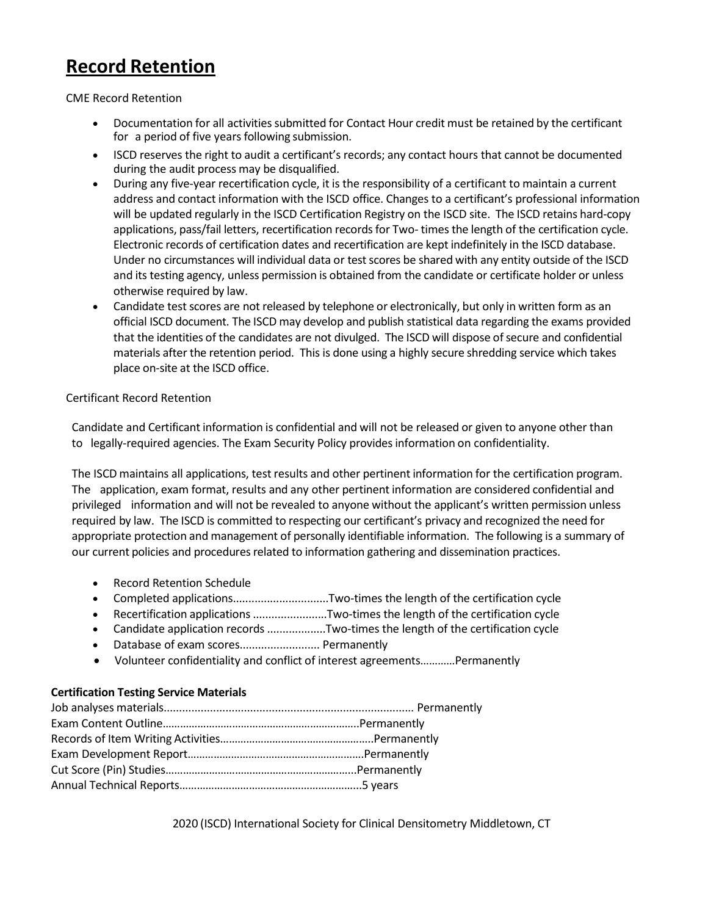# Record Retention

CME Record Retention

- Documentation for all activities submitted for Contact Hour credit must be retained by the certificant for a period of five years following submission.
- ISCD reserves the right to audit a certificant's records; any contact hours that cannot be documented during the audit process may be disqualified.
- During any five-year recertification cycle, it is the responsibility of a certificant to maintain a current address and contact information with the ISCD office. Changes to a certificant's professional information will be updated regularly in the ISCD Certification Registry on the ISCD site. The ISCD retains hard-copy applications, pass/fail letters, recertification records for Two- times the length of the certification cycle. Electronic records of certification dates and recertification are kept indefinitely in the ISCD database. Under no circumstances will individual data or test scores be shared with any entity outside of the ISCD and its testing agency, unless permission is obtained from the candidate or certificate holder or unless otherwise required by law.
- Candidate test scores are not released by telephone or electronically, but only in written form as an official ISCD document. The ISCD may develop and publish statistical data regarding the exams provided that the identities of the candidates are not divulged. The ISCD will dispose of secure and confidential materials after the retention period. This is done using a highly secure shredding service which takes place on-site at the ISCD office.

Certificant Record Retention

Candidate and Certificant information is confidential and will not be released or given to anyone other than to legally-required agencies. The Exam Security Policy provides information on confidentiality.

The ISCD maintains all applications, test results and other pertinent information for the certification program. The application, exam format, results and any other pertinent information are considered confidential and privileged information and will not be revealed to anyone without the applicant's written permission unless required by law. The ISCD is committed to respecting our certificant's privacy and recognized the need for appropriate protection and management of personally identifiable information. The following is a summary of our current policies and procedures related to information gathering and dissemination practices.

- Record Retention Schedule
- Completed applications...............................Two-times the length of the certification cycle
- Recertification applications ........................Two-times the length of the certification cycle
- Candidate application records ...................Two-times the length of the certification cycle
- Database of exam scores.......................... Permanently
- Volunteer confidentiality and conflict of interest agreements…………Permanently

**Certification Testing Service Materials**

Job analyses materials................................................................................ Permanently
Exam Content Outline…………………………………………………………..Permanently
Records of Item Writing Activities……………………………………………..Permanently
Exam Development Report……………………………………………………Permanently
Cut Score (Pin) Studies…………………………………………………………Permanently
Annual Technical Reports……………………………………………………..5 years

2020 (ISCD) International Society for Clinical Densitometry Middletown, CT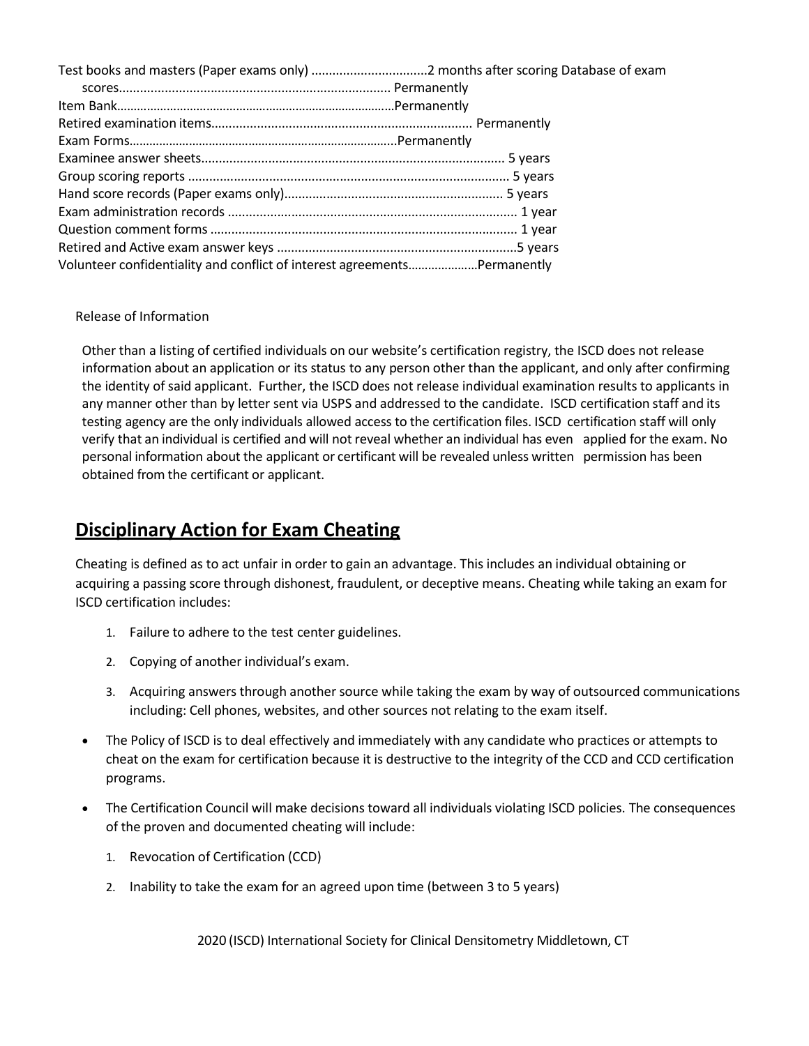Test books and masters (Paper exams only) ................................2 months after scoring
Database of exam scores........................................................................... Permanently
Item Bank………………………………………………………………………Permanently
Retired examination items……………………………………………………………… Permanently
Exam Forms…………………………………………………………………….Permanently
Examinee answer sheets..................................................................................... 5 years
Group scoring reports .......................................................................................... 5 years
Hand score records (Paper exams only)............................................................. 5 years
Exam administration records ................................................................................. 1 year
Question comment forms ...................................................................................... 1 year
Retired and Active exam answer keys ...................................................................5 years
Volunteer confidentiality and conflict of interest agreements…………………Permanently

Release of Information

Other than a listing of certified individuals on our website's certification registry, the ISCD does not release information about an application or its status to any person other than the applicant, and only after confirming the identity of said applicant. Further, the ISCD does not release individual examination results to applicants in any manner other than by letter sent via USPS and addressed to the candidate. ISCD certification staff and its testing agency are the only individuals allowed access to the certification files. ISCD certification staff will only verify that an individual is certified and will not reveal whether an individual has even applied for the exam. No personal information about the applicant or certificant will be revealed unless written permission has been obtained from the certificant or applicant.

## Disciplinary Action for Exam Cheating

Cheating is defined as to act unfair in order to gain an advantage. This includes an individual obtaining or acquiring a passing score through dishonest, fraudulent, or deceptive means. Cheating while taking an exam for ISCD certification includes:

1. Failure to adhere to the test center guidelines.
2. Copying of another individual's exam.
3. Acquiring answers through another source while taking the exam by way of outsourced communications including: Cell phones, websites, and other sources not relating to the exam itself.

- The Policy of ISCD is to deal effectively and immediately with any candidate who practices or attempts to cheat on the exam for certification because it is destructive to the integrity of the CCD and CCD certification programs.
- The Certification Council will make decisions toward all individuals violating ISCD policies. The consequences of the proven and documented cheating will include:

  1. Revocation of Certification (CCD)
  2. Inability to take the exam for an agreed upon time (between 3 to 5 years)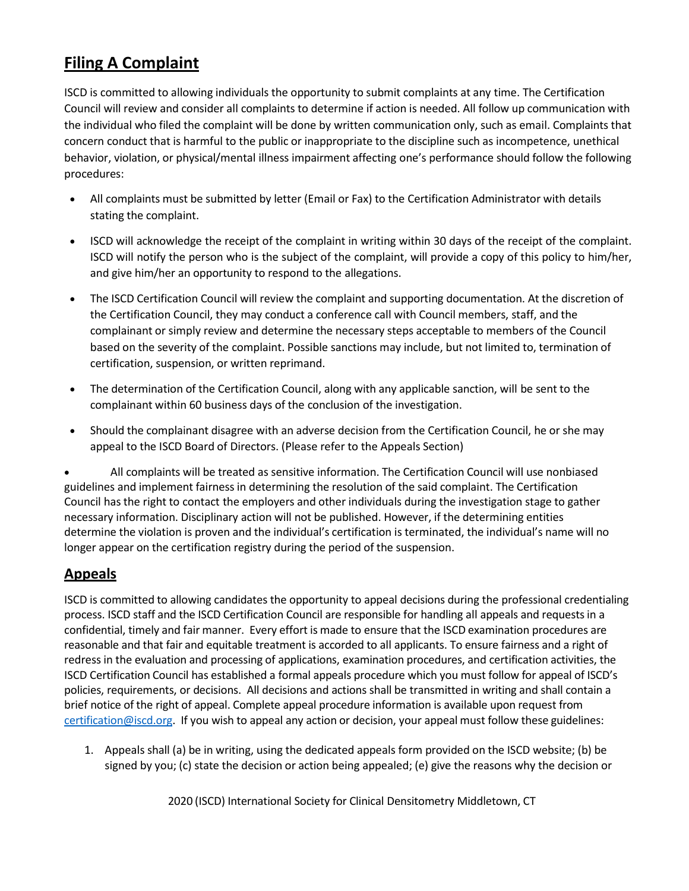## Filing A Complaint

ISCD is committed to allowing individuals the opportunity to submit complaints at any time. The Certification Council will review and consider all complaints to determine if action is needed. All follow up communication with the individual who filed the complaint will be done by written communication only, such as email. Complaints that concern conduct that is harmful to the public or inappropriate to the discipline such as incompetence, unethical behavior, violation, or physical/mental illness impairment affecting one's performance should follow the following procedures:

- All complaints must be submitted by letter (Email or Fax) to the Certification Administrator with details stating the complaint.
- ISCD will acknowledge the receipt of the complaint in writing within 30 days of the receipt of the complaint. ISCD will notify the person who is the subject of the complaint, will provide a copy of this policy to him/her, and give him/her an opportunity to respond to the allegations.
- The ISCD Certification Council will review the complaint and supporting documentation. At the discretion of the Certification Council, they may conduct a conference call with Council members, staff, and the complainant or simply review and determine the necessary steps acceptable to members of the Council based on the severity of the complaint. Possible sanctions may include, but not limited to, termination of certification, suspension, or written reprimand.
- The determination of the Certification Council, along with any applicable sanction, will be sent to the complainant within 60 business days of the conclusion of the investigation.
- Should the complainant disagree with an adverse decision from the Certification Council, he or she may appeal to the ISCD Board of Directors. (Please refer to the Appeals Section)
- All complaints will be treated as sensitive information. The Certification Council will use nonbiased guidelines and implement fairness in determining the resolution of the said complaint. The Certification Council has the right to contact the employers and other individuals during the investigation stage to gather necessary information. Disciplinary action will not be published. However, if the determining entities determine the violation is proven and the individual's certification is terminated, the individual's name will no longer appear on the certification registry during the period of the suspension.

## Appeals

ISCD is committed to allowing candidates the opportunity to appeal decisions during the professional credentialing process. ISCD staff and the ISCD Certification Council are responsible for handling all appeals and requests in a confidential, timely and fair manner. Every effort is made to ensure that the ISCD examination procedures are reasonable and that fair and equitable treatment is accorded to all applicants. To ensure fairness and a right of redress in the evaluation and processing of applications, examination procedures, and certification activities, the ISCD Certification Council has established a formal appeals procedure which you must follow for appeal of ISCD's policies, requirements, or decisions. All decisions and actions shall be transmitted in writing and shall contain a brief notice of the right of appeal. Complete appeal procedure information is available upon request from certification@iscd.org. If you wish to appeal any action or decision, your appeal must follow these guidelines:

1. Appeals shall (a) be in writing, using the dedicated appeals form provided on the ISCD website; (b) be signed by you; (c) state the decision or action being appealed; (e) give the reasons why the decision or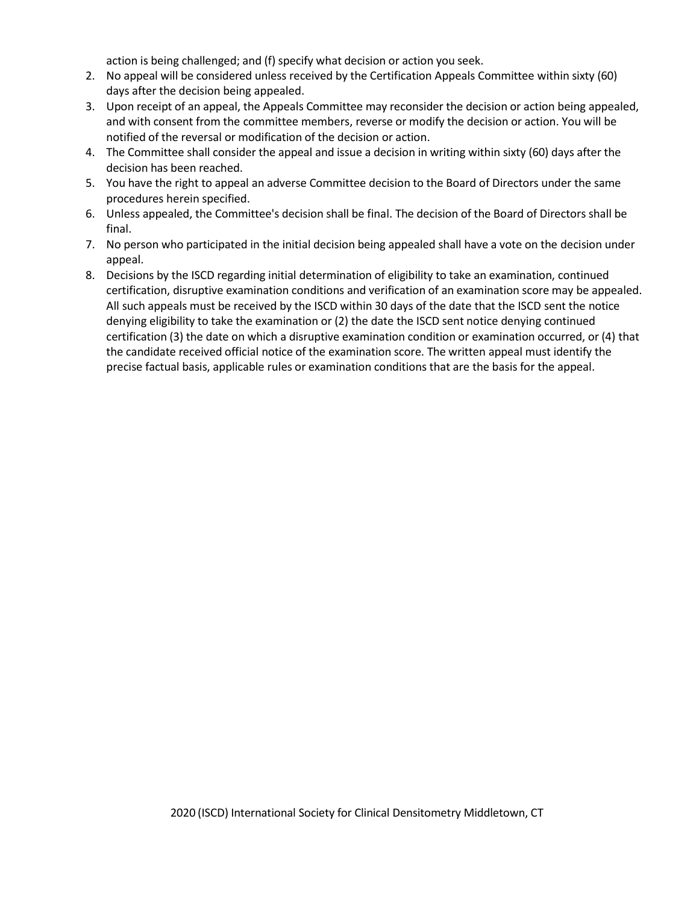action is being challenged; and (f) specify what decision or action you seek.

2. No appeal will be considered unless received by the Certification Appeals Committee within sixty (60) days after the decision being appealed.
3. Upon receipt of an appeal, the Appeals Committee may reconsider the decision or action being appealed, and with consent from the committee members, reverse or modify the decision or action. You will be notified of the reversal or modification of the decision or action.
4. The Committee shall consider the appeal and issue a decision in writing within sixty (60) days after the decision has been reached.
5. You have the right to appeal an adverse Committee decision to the Board of Directors under the same procedures herein specified.
6. Unless appealed, the Committee's decision shall be final. The decision of the Board of Directors shall be final.
7. No person who participated in the initial decision being appealed shall have a vote on the decision under appeal.
8. Decisions by the ISCD regarding initial determination of eligibility to take an examination, continued certification, disruptive examination conditions and verification of an examination score may be appealed. All such appeals must be received by the ISCD within 30 days of the date that the ISCD sent the notice denying eligibility to take the examination or (2) the date the ISCD sent notice denying continued certification (3) the date on which a disruptive examination condition or examination occurred, or (4) that the candidate received official notice of the examination score. The written appeal must identify the precise factual basis, applicable rules or examination conditions that are the basis for the appeal.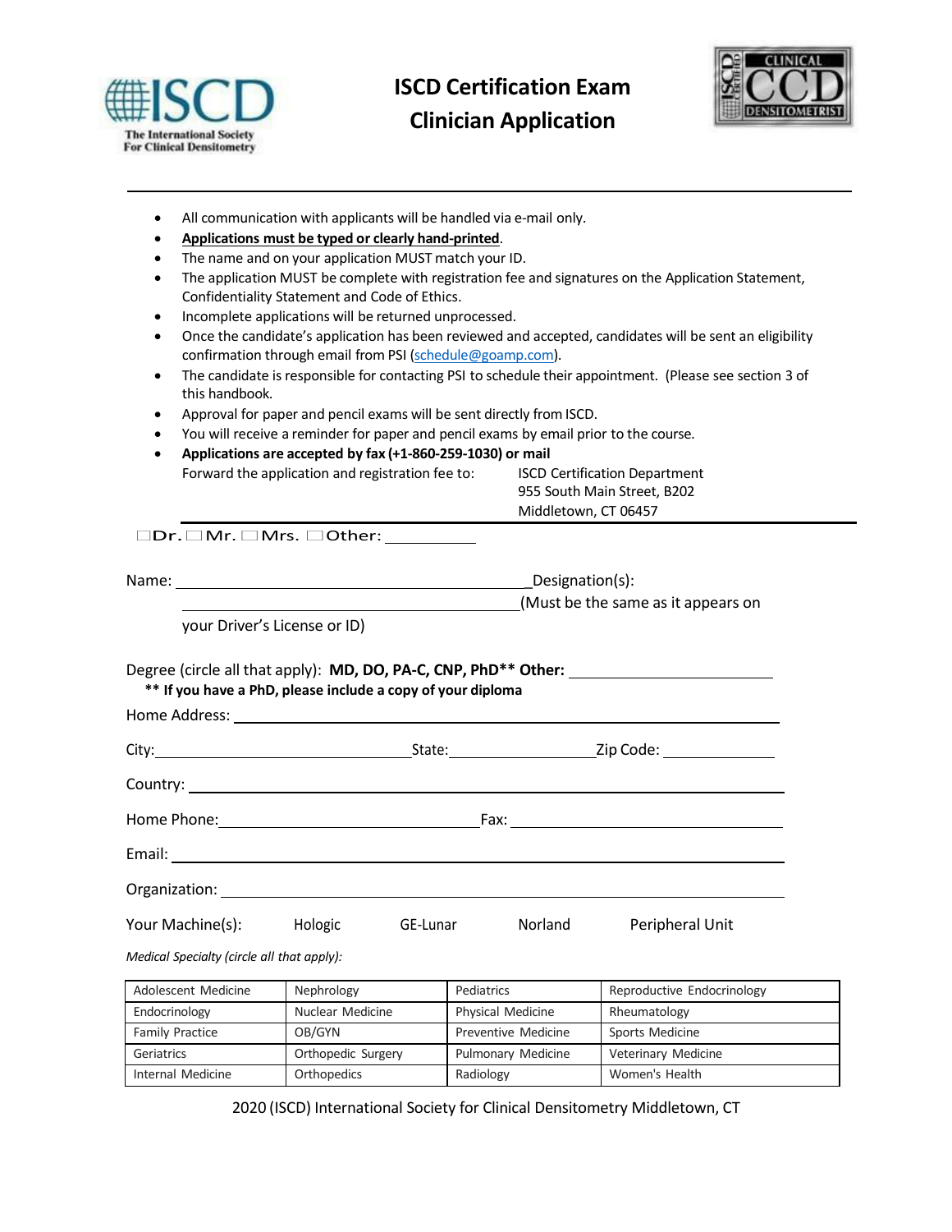# ISCD Certification Exam
# Clinician Application

- All communication with applicants will be handled via e-mail only.
- **Applications must be typed or clearly hand-printed**.
- The name and on your application MUST match your ID.
- The application MUST be complete with registration fee and signatures on the Application Statement, Confidentiality Statement and Code of Ethics.
- Incomplete applications will be returned unprocessed.
- Once the candidate's application has been reviewed and accepted, candidates will be sent an eligibility confirmation through email from PSI (schedule@goamp.com).
- The candidate is responsible for contacting PSI to schedule their appointment. (Please see section 3 of this handbook.
- Approval for paper and pencil exams will be sent directly from ISCD.
- You will receive a reminder for paper and pencil exams by email prior to the course.
- **Applications are accepted by fax (+1-860-259-1030) or mail**

  Forward the application and registration fee to: ISCD Certification Department
  955 South Main Street, B202
  Middletown, CT 06457

☐Dr. ☐Mr. ☐Mrs. ☐Other: __________

Name: ____________________________________________ Designation(s): ____________________________________________ (Must be the same as it appears on your Driver's License or ID)

Degree (circle all that apply): **MD, DO, PA-C, CNP, PhD\*\* Other:** ______________________

**\*\* If you have a PhD, please include a copy of your diploma**

Home Address: ____________________________________________

City: ______________________ State: ________________ Zip Code: ____________

Country: ____________________________________________

Home Phone: ______________________ Fax: ______________________

Email: ____________________________________________

Organization: ____________________________________________

Your Machine(s): Hologic GE-Lunar Norland Peripheral Unit

*Medical Specialty (circle all that apply):*

| | | | |
|---|---|---|---|
| Adolescent Medicine | Nephrology | Pediatrics | Reproductive Endocrinology |
| Endocrinology | Nuclear Medicine | Physical Medicine | Rheumatology |
| Family Practice | OB/GYN | Preventive Medicine | Sports Medicine |
| Geriatrics | Orthopedic Surgery | Pulmonary Medicine | Veterinary Medicine |
| Internal Medicine | Orthopedics | Radiology | Women's Health |

2020 (ISCD) International Society for Clinical Densitometry Middletown, CT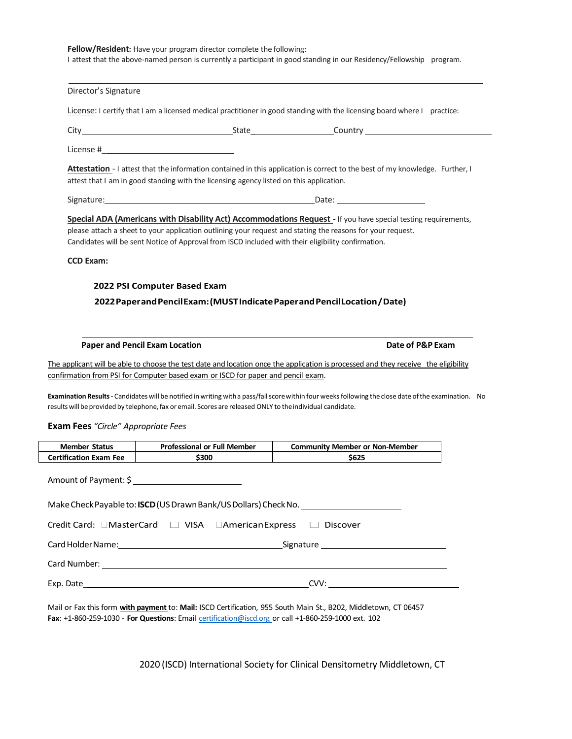**Fellow/Resident:** Have your program director complete the following:
I attest that the above-named person is currently a participant in good standing in our Residency/Fellowship program.

______________________________________________

Director's Signature

License: I certify that I am a licensed medical practitioner in good standing with the licensing board where I practice:

City ______________________ State ______________ Country ______________________

License # ______________________

**Attestation** - I attest that the information contained in this application is correct to the best of my knowledge. Further, I attest that I am in good standing with the licensing agency listed on this application.

Signature: ______________________________________ Date: ______________

**Special ADA (Americans with Disability Act) Accommodations Request -** If you have special testing requirements, please attach a sheet to your application outlining your request and stating the reasons for your request.
Candidates will be sent Notice of Approval from ISCD included with their eligibility confirmation.

**CCD Exam:**

**2022 PSI Computer Based Exam**

**2022 Paper and Pencil Exam: (MUST Indicate Paper and Pencil Location / Date)**

______________________________________________

**Paper and Pencil Exam Location** **Date of P&P Exam**

The applicant will be able to choose the test date and location once the application is processed and they receive the eligibility confirmation from PSI for Computer based exam or ISCD for paper and pencil exam.

**Examination Results -** Candidates will be notified in writing with a pass/fail score within four weeks following the close date of the examination. No results will be provided by telephone, fax or email. Scores are released ONLY to the individual candidate.

**Exam Fees** *"Circle" Appropriate Fees*

| Member Status | Professional or Full Member | Community Member or Non-Member |
|---|---|---|
| **Certification Exam Fee** | **$300** | **$625** |

Amount of Payment: $ ______________

Make Check Payable to: **ISCD** (US Drawn Bank/US Dollars) Check No. ______________

Credit Card: ☐ MasterCard ☐ VISA ☐ American Express ☐ Discover

Card Holder Name: ______________________ Signature ______________________

Card Number: ______________________________________________

Exp. Date ______________________________ CVV: ______________________

Mail or Fax this form **with payment** to: **Mail:** ISCD Certification, 955 South Main St., B202, Middletown, CT 06457
**Fax**: +1-860-259-1030 - **For Questions**: Email certification@iscd.org or call +1-860-259-1000 ext. 102

2020 (ISCD) International Society for Clinical Densitometry Middletown, CT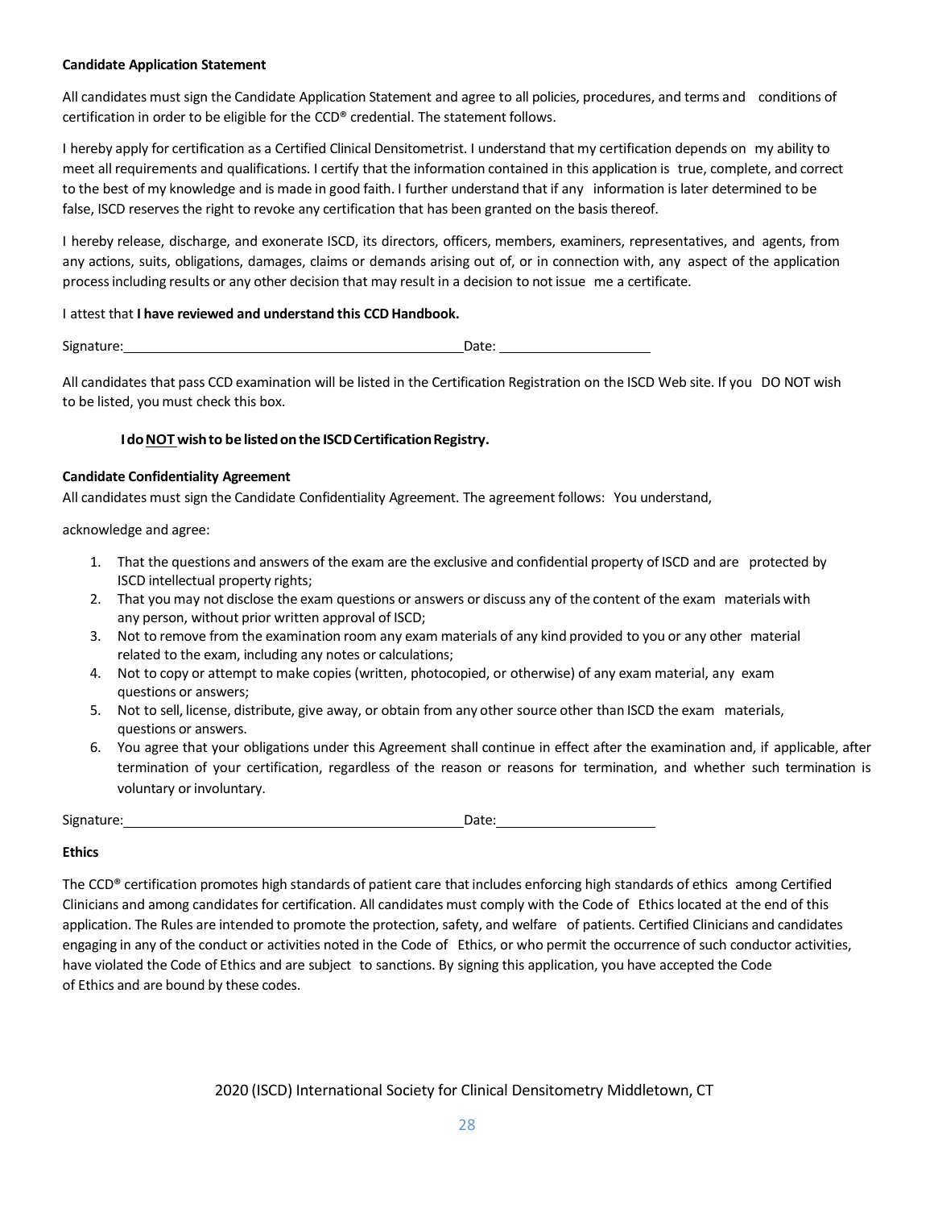**Candidate Application Statement**

All candidates must sign the Candidate Application Statement and agree to all policies, procedures, and terms and conditions of certification in order to be eligible for the CCD® credential. The statement follows.

I hereby apply for certification as a Certified Clinical Densitometrist. I understand that my certification depends on my ability to meet all requirements and qualifications. I certify that the information contained in this application is true, complete, and correct to the best of my knowledge and is made in good faith. I further understand that if any information is later determined to be false, ISCD reserves the right to revoke any certification that has been granted on the basis thereof.

I hereby release, discharge, and exonerate ISCD, its directors, officers, members, examiners, representatives, and agents, from any actions, suits, obligations, damages, claims or demands arising out of, or in connection with, any aspect of the application process including results or any other decision that may result in a decision to not issue me a certificate.

I attest that **I have reviewed and understand this CCD Handbook.**

Signature:\_\_\_\_\_\_\_\_\_\_\_\_\_\_\_\_\_\_\_\_\_\_\_\_\_\_\_\_\_\_\_\_\_\_\_\_\_\_\_\_ Date: \_\_\_\_\_\_\_\_\_\_\_\_\_\_\_\_\_\_

All candidates that pass CCD examination will be listed in the Certification Registration on the ISCD Web site. If you DO NOT wish to be listed, you must check this box.

**I do NOT wish to be listed on the ISCD Certification Registry.**

**Candidate Confidentiality Agreement**

All candidates must sign the Candidate Confidentiality Agreement. The agreement follows: You understand, acknowledge and agree:

1. That the questions and answers of the exam are the exclusive and confidential property of ISCD and are protected by ISCD intellectual property rights;
2. That you may not disclose the exam questions or answers or discuss any of the content of the exam materials with any person, without prior written approval of ISCD;
3. Not to remove from the examination room any exam materials of any kind provided to you or any other material related to the exam, including any notes or calculations;
4. Not to copy or attempt to make copies (written, photocopied, or otherwise) of any exam material, any exam questions or answers;
5. Not to sell, license, distribute, give away, or obtain from any other source other than ISCD the exam materials, questions or answers.
6. You agree that your obligations under this Agreement shall continue in effect after the examination and, if applicable, after termination of your certification, regardless of the reason or reasons for termination, and whether such termination is voluntary or involuntary.

Signature:\_\_\_\_\_\_\_\_\_\_\_\_\_\_\_\_\_\_\_\_\_\_\_\_\_\_\_\_\_\_\_\_\_\_\_\_\_\_\_\_ Date:\_\_\_\_\_\_\_\_\_\_\_\_\_\_\_\_\_\_

**Ethics**

The CCD® certification promotes high standards of patient care that includes enforcing high standards of ethics among Certified Clinicians and among candidates for certification. All candidates must comply with the Code of Ethics located at the end of this application. The Rules are intended to promote the protection, safety, and welfare of patients. Certified Clinicians and candidates engaging in any of the conduct or activities noted in the Code of Ethics, or who permit the occurrence of such conductor activities, have violated the Code of Ethics and are subject to sanctions. By signing this application, you have accepted the Code of Ethics and are bound by these codes.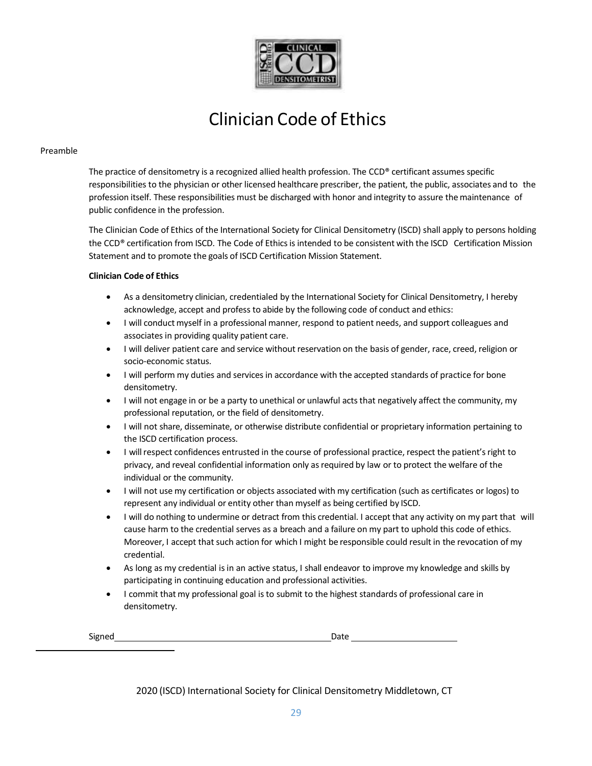# Clinician Code of Ethics

Preamble

The practice of densitometry is a recognized allied health profession. The CCD® certificant assumes specific responsibilities to the physician or other licensed healthcare prescriber, the patient, the public, associates and to the profession itself. These responsibilities must be discharged with honor and integrity to assure the maintenance of public confidence in the profession.

The Clinician Code of Ethics of the International Society for Clinical Densitometry (ISCD) shall apply to persons holding the CCD® certification from ISCD. The Code of Ethics is intended to be consistent with the ISCD Certification Mission Statement and to promote the goals of ISCD Certification Mission Statement.

**Clinician Code of Ethics**

- As a densitometry clinician, credentialed by the International Society for Clinical Densitometry, I hereby acknowledge, accept and profess to abide by the following code of conduct and ethics:
- I will conduct myself in a professional manner, respond to patient needs, and support colleagues and associates in providing quality patient care.
- I will deliver patient care and service without reservation on the basis of gender, race, creed, religion or socio-economic status.
- I will perform my duties and services in accordance with the accepted standards of practice for bone densitometry.
- I will not engage in or be a party to unethical or unlawful acts that negatively affect the community, my professional reputation, or the field of densitometry.
- I will not share, disseminate, or otherwise distribute confidential or proprietary information pertaining to the ISCD certification process.
- I will respect confidences entrusted in the course of professional practice, respect the patient's right to privacy, and reveal confidential information only as required by law or to protect the welfare of the individual or the community.
- I will not use my certification or objects associated with my certification (such as certificates or logos) to represent any individual or entity other than myself as being certified by ISCD.
- I will do nothing to undermine or detract from this credential. I accept that any activity on my part that will cause harm to the credential serves as a breach and a failure on my part to uphold this code of ethics. Moreover, I accept that such action for which I might be responsible could result in the revocation of my credential.
- As long as my credential is in an active status, I shall endeavor to improve my knowledge and skills by participating in continuing education and professional activities.
- I commit that my professional goal is to submit to the highest standards of professional care in densitometry.

Signed\_\_\_\_\_\_\_\_\_\_\_\_\_\_\_\_\_\_\_\_\_\_\_\_\_\_\_\_\_\_\_\_\_\_\_\_\_\_\_\_ Date \_\_\_\_\_\_\_\_\_\_\_\_\_\_\_\_\_\_\_\_

2020 (ISCD) International Society for Clinical Densitometry Middletown, CT